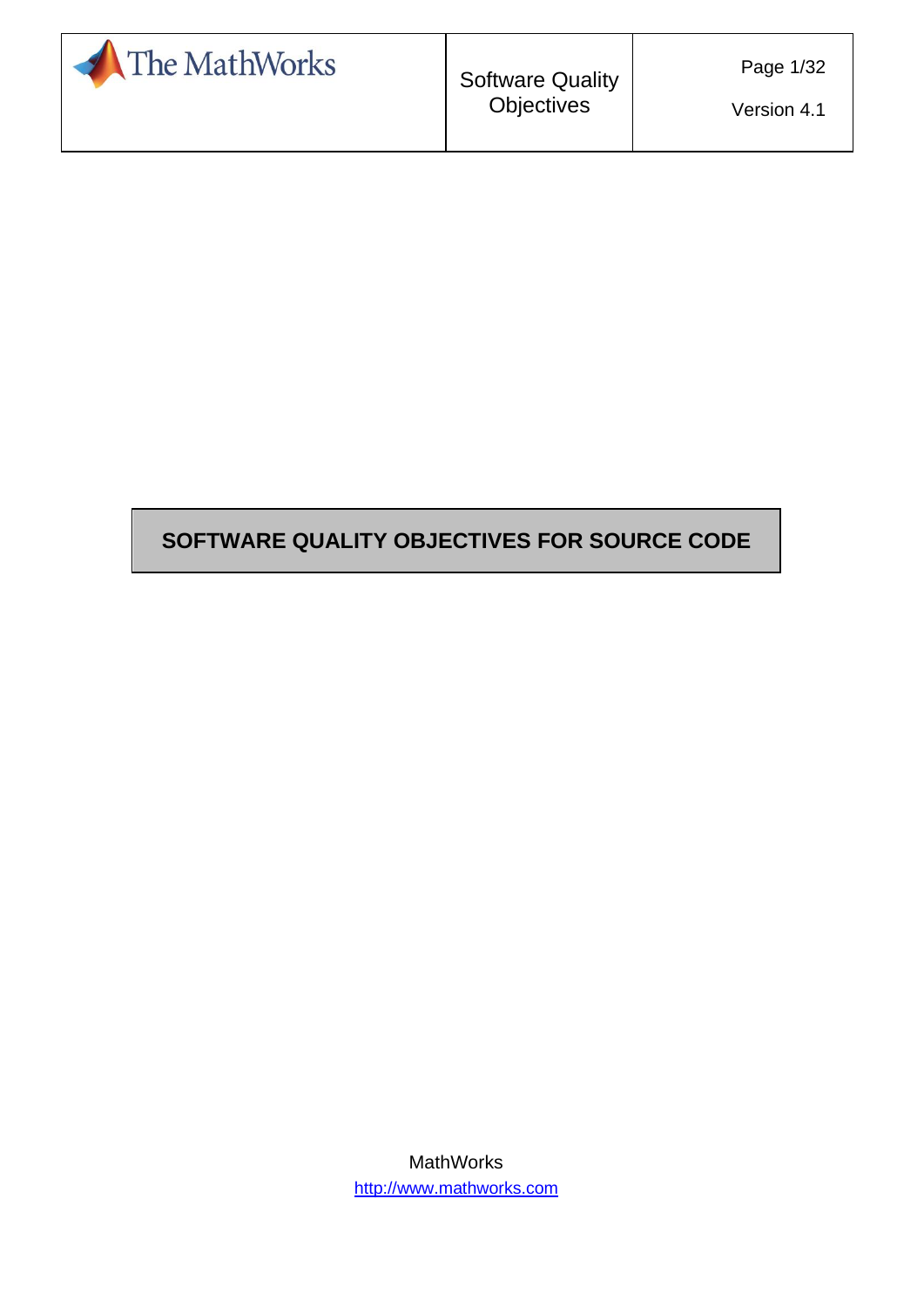# SOFTWARE QUALITY OBJECTIVES FOR SOURCE CODE

MathWorks

http://www.mathworks.com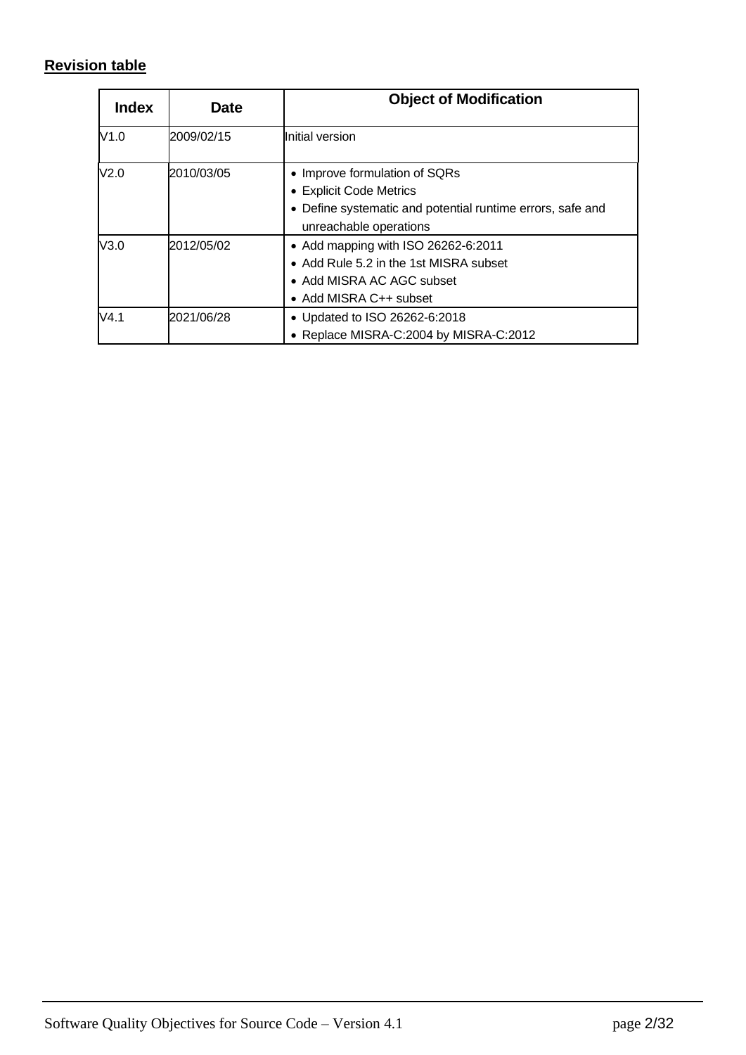**Revision table**

| Index | Date | Object of Modification |
| --- | --- | --- |
| V1.0 | 2009/02/15 | Initial version |
| V2.0 | 2010/03/05 | • Improve formulation of SQRs<br>• Explicit Code Metrics<br>• Define systematic and potential runtime errors, safe and unreachable operations |
| V3.0 | 2012/05/02 | • Add mapping with ISO 26262-6:2011<br>• Add Rule 5.2 in the 1st MISRA subset<br>• Add MISRA AC AGC subset<br>• Add MISRA C++ subset |
| V4.1 | 2021/06/28 | • Updated to ISO 26262-6:2018<br>• Replace MISRA-C:2004 by MISRA-C:2012 |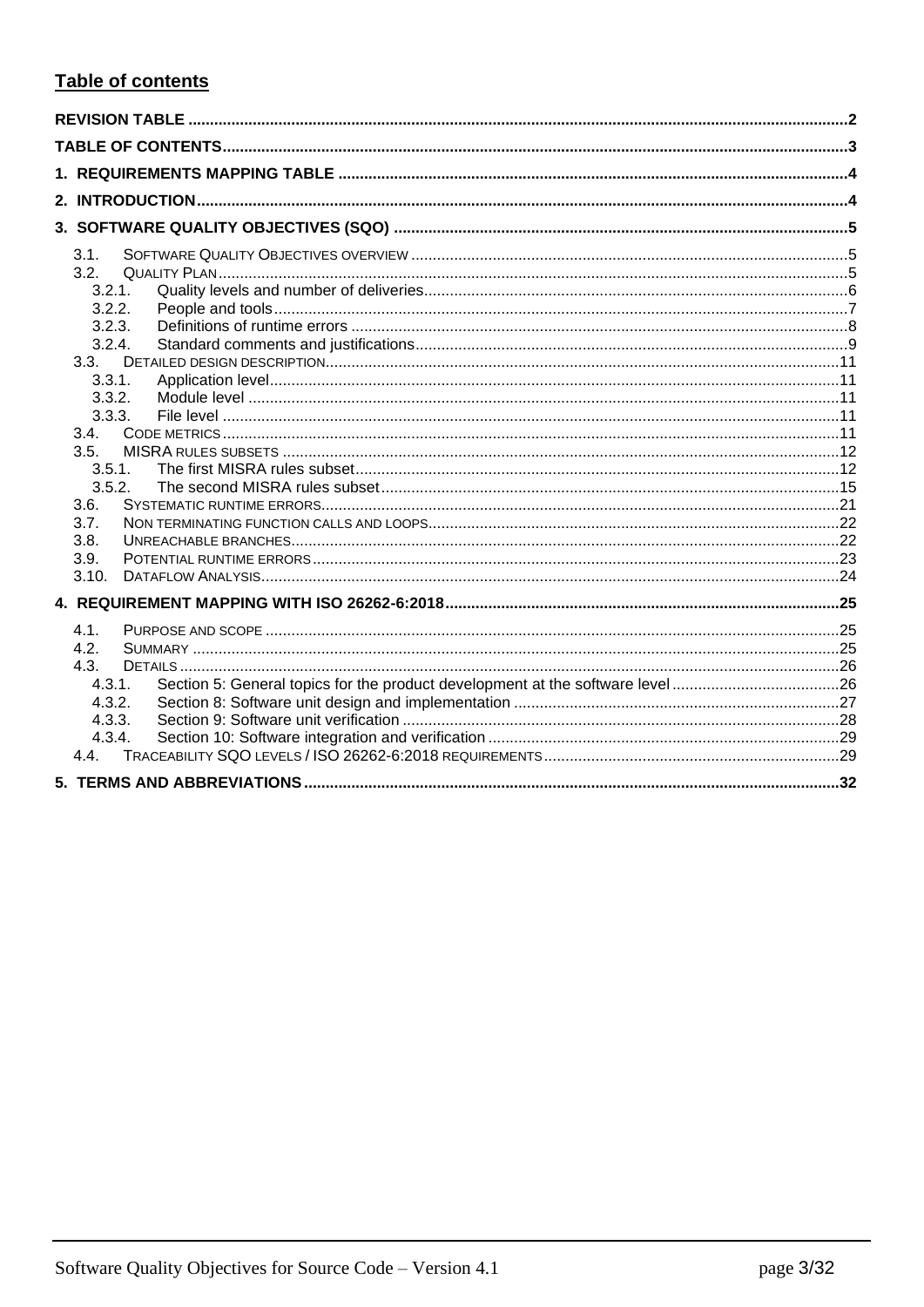## Table of contents

REVISION TABLE ..... 2

TABLE OF CONTENTS ..... 3

1. REQUIREMENTS MAPPING TABLE ..... 4

2. INTRODUCTION ..... 4

3. SOFTWARE QUALITY OBJECTIVES (SQO) ..... 5

- 3.1. SOFTWARE QUALITY OBJECTIVES OVERVIEW ..... 5
- 3.2. QUALITY PLAN ..... 5
  - 3.2.1. Quality levels and number of deliveries ..... 6
  - 3.2.2. People and tools ..... 7
  - 3.2.3. Definitions of runtime errors ..... 8
  - 3.2.4. Standard comments and justifications ..... 9
- 3.3. DETAILED DESIGN DESCRIPTION ..... 11
  - 3.3.1. Application level ..... 11
  - 3.3.2. Module level ..... 11
  - 3.3.3. File level ..... 11
- 3.4. CODE METRICS ..... 11
- 3.5. MISRA RULES SUBSETS ..... 12
  - 3.5.1. The first MISRA rules subset ..... 12
  - 3.5.2. The second MISRA rules subset ..... 15
- 3.6. SYSTEMATIC RUNTIME ERRORS ..... 21
- 3.7. NON TERMINATING FUNCTION CALLS AND LOOPS ..... 22
- 3.8. UNREACHABLE BRANCHES ..... 22
- 3.9. POTENTIAL RUNTIME ERRORS ..... 23
- 3.10. DATAFLOW ANALYSIS ..... 24

4. REQUIREMENT MAPPING WITH ISO 26262-6:2018 ..... 25

- 4.1. PURPOSE AND SCOPE ..... 25
- 4.2. SUMMARY ..... 25
- 4.3. DETAILS ..... 26
  - 4.3.1. Section 5: General topics for the product development at the software level ..... 26
  - 4.3.2. Section 8: Software unit design and implementation ..... 27
  - 4.3.3. Section 9: Software unit verification ..... 28
  - 4.3.4. Section 10: Software integration and verification ..... 29
- 4.4. TRACEABILITY SQO LEVELS / ISO 26262-6:2018 REQUIREMENTS ..... 29

5. TERMS AND ABBREVIATIONS ..... 32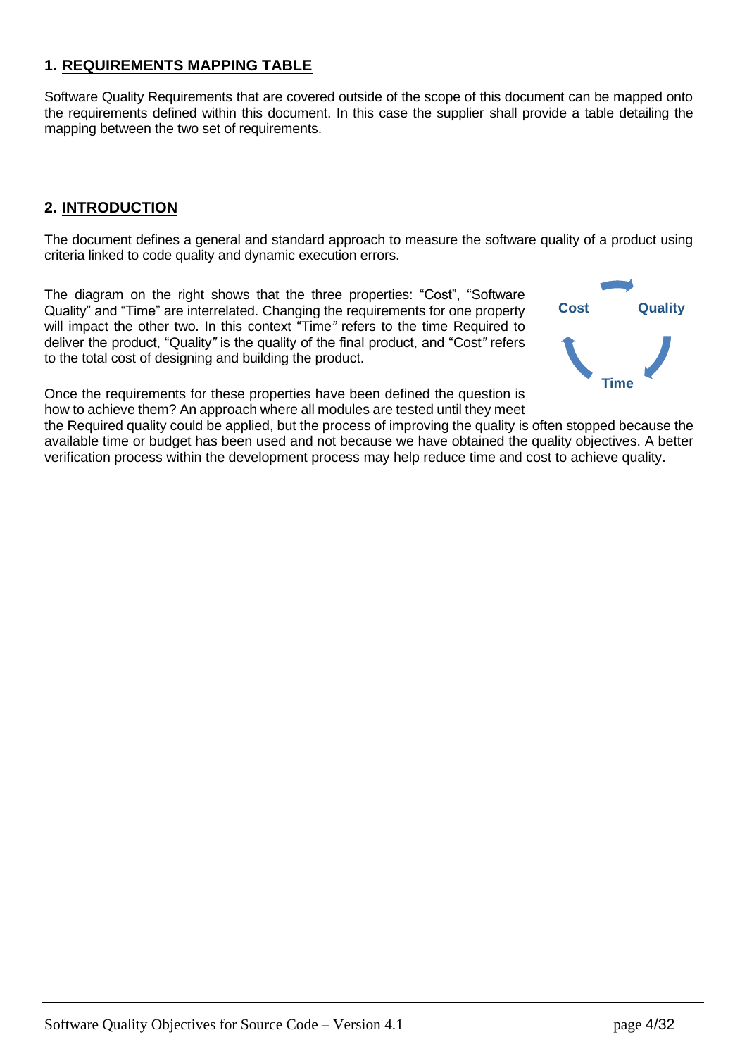## 1. REQUIREMENTS MAPPING TABLE

Software Quality Requirements that are covered outside of the scope of this document can be mapped onto the requirements defined within this document. In this case the supplier shall provide a table detailing the mapping between the two set of requirements.

## 2. INTRODUCTION

The document defines a general and standard approach to measure the software quality of a product using criteria linked to code quality and dynamic execution errors.

The diagram on the right shows that the three properties: "Cost", "Software Quality" and "Time" are interrelated. Changing the requirements for one property will impact the other two. In this context "Time" refers to the time Required to deliver the product, "Quality" is the quality of the final product, and "Cost" refers to the total cost of designing and building the product.

Cost

Quality

Time

Once the requirements for these properties have been defined the question is how to achieve them? An approach where all modules are tested until they meet the Required quality could be applied, but the process of improving the quality is often stopped because the available time or budget has been used and not because we have obtained the quality objectives. A better verification process within the development process may help reduce time and cost to achieve quality.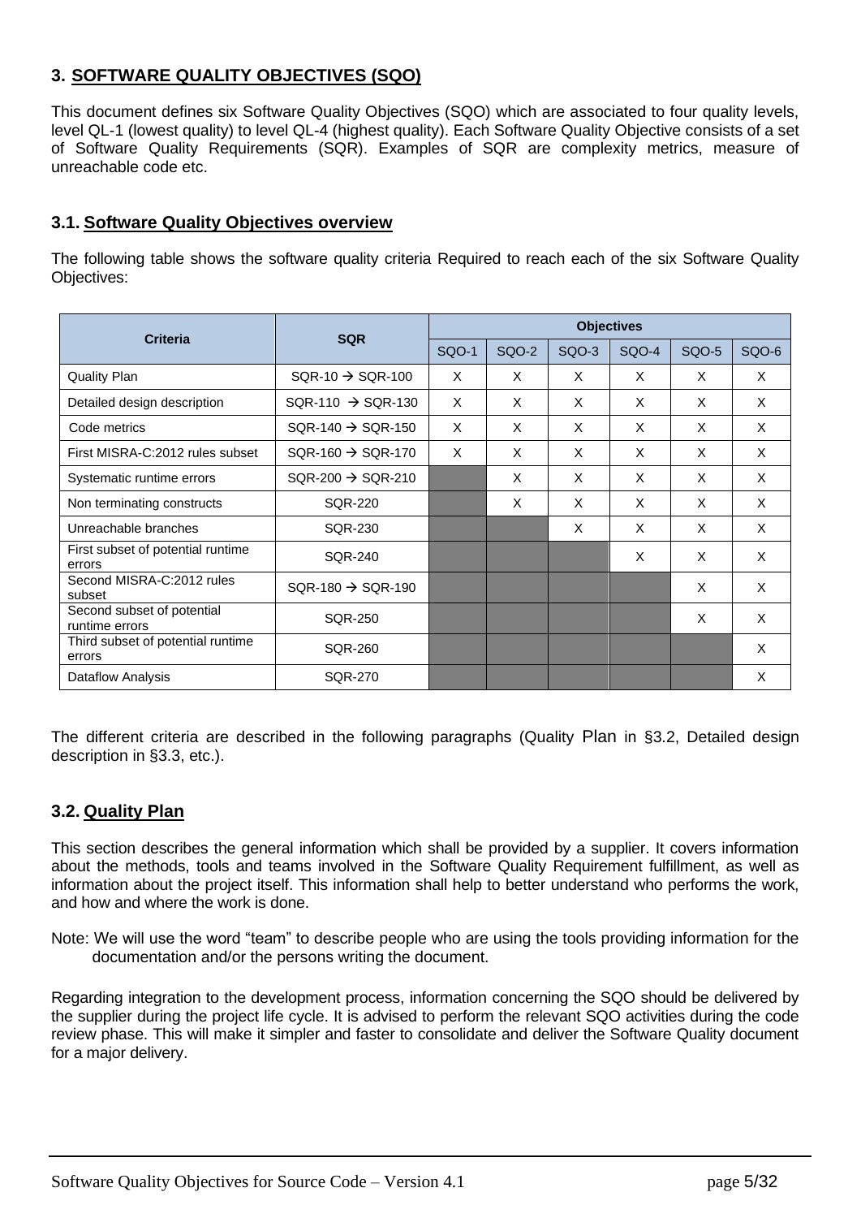## 3. SOFTWARE QUALITY OBJECTIVES (SQO)

This document defines six Software Quality Objectives (SQO) which are associated to four quality levels, level QL-1 (lowest quality) to level QL-4 (highest quality). Each Software Quality Objective consists of a set of Software Quality Requirements (SQR). Examples of SQR are complexity metrics, measure of unreachable code etc.

### 3.1. Software Quality Objectives overview

The following table shows the software quality criteria Required to reach each of the six Software Quality Objectives:

| Criteria | SQR | Objectives | | | | | |
|---|---|---|---|---|---|---|---|
| | | SQO-1 | SQO-2 | SQO-3 | SQO-4 | SQO-5 | SQO-6 |
| Quality Plan | SQR-10 → SQR-100 | X | X | X | X | X | X |
| Detailed design description | SQR-110 → SQR-130 | X | X | X | X | X | X |
| Code metrics | SQR-140 → SQR-150 | X | X | X | X | X | X |
| First MISRA-C:2012 rules subset | SQR-160 → SQR-170 | X | X | X | X | X | X |
| Systematic runtime errors | SQR-200 → SQR-210 | | X | X | X | X | X |
| Non terminating constructs | SQR-220 | | X | X | X | X | X |
| Unreachable branches | SQR-230 | | | X | X | X | X |
| First subset of potential runtime errors | SQR-240 | | | | X | X | X |
| Second MISRA-C:2012 rules subset | SQR-180 → SQR-190 | | | | | X | X |
| Second subset of potential runtime errors | SQR-250 | | | | | X | X |
| Third subset of potential runtime errors | SQR-260 | | | | | | X |
| Dataflow Analysis | SQR-270 | | | | | | X |

The different criteria are described in the following paragraphs (Quality Plan in §3.2, Detailed design description in §3.3, etc.).

### 3.2. Quality Plan

This section describes the general information which shall be provided by a supplier. It covers information about the methods, tools and teams involved in the Software Quality Requirement fulfillment, as well as information about the project itself. This information shall help to better understand who performs the work, and how and where the work is done.

Note: We will use the word "team" to describe people who are using the tools providing information for the documentation and/or the persons writing the document.

Regarding integration to the development process, information concerning the SQO should be delivered by the supplier during the project life cycle. It is advised to perform the relevant SQO activities during the code review phase. This will make it simpler and faster to consolidate and deliver the Software Quality document for a major delivery.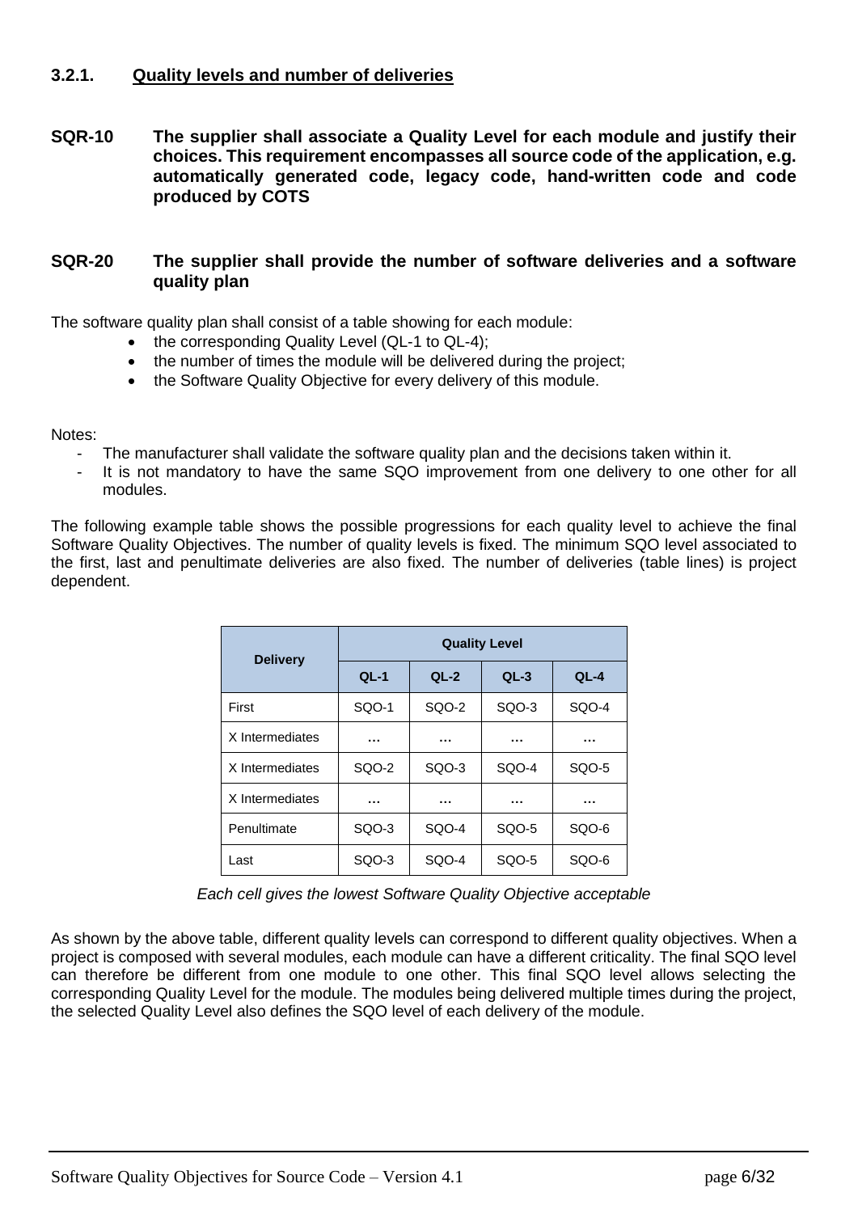### 3.2.1. Quality levels and number of deliveries

**SQR-10 The supplier shall associate a Quality Level for each module and justify their choices. This requirement encompasses all source code of the application, e.g. automatically generated code, legacy code, hand-written code and code produced by COTS**

**SQR-20 The supplier shall provide the number of software deliveries and a software quality plan**

The software quality plan shall consist of a table showing for each module:

- the corresponding Quality Level (QL-1 to QL-4);
- the number of times the module will be delivered during the project;
- the Software Quality Objective for every delivery of this module.

Notes:

- The manufacturer shall validate the software quality plan and the decisions taken within it.
- It is not mandatory to have the same SQO improvement from one delivery to one other for all modules.

The following example table shows the possible progressions for each quality level to achieve the final Software Quality Objectives. The number of quality levels is fixed. The minimum SQO level associated to the first, last and penultimate deliveries are also fixed. The number of deliveries (table lines) is project dependent.

| Delivery | Quality Level | | | |
|---|---|---|---|---|
| | QL-1 | QL-2 | QL-3 | QL-4 |
| First | SQO-1 | SQO-2 | SQO-3 | SQO-4 |
| X Intermediates | … | … | … | … |
| X Intermediates | SQO-2 | SQO-3 | SQO-4 | SQO-5 |
| X Intermediates | … | … | … | … |
| Penultimate | SQO-3 | SQO-4 | SQO-5 | SQO-6 |
| Last | SQO-3 | SQO-4 | SQO-5 | SQO-6 |

*Each cell gives the lowest Software Quality Objective acceptable*

As shown by the above table, different quality levels can correspond to different quality objectives. When a project is composed with several modules, each module can have a different criticality. The final SQO level can therefore be different from one module to one other. This final SQO level allows selecting the corresponding Quality Level for the module. The modules being delivered multiple times during the project, the selected Quality Level also defines the SQO level of each delivery of the module.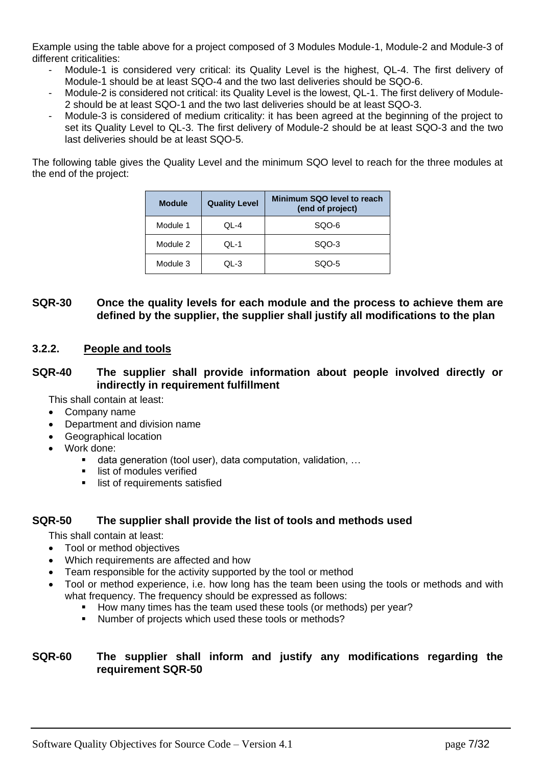Example using the table above for a project composed of 3 Modules Module-1, Module-2 and Module-3 of different criticalities:

- Module-1 is considered very critical: its Quality Level is the highest, QL-4. The first delivery of Module-1 should be at least SQO-4 and the two last deliveries should be SQO-6.
- Module-2 is considered not critical: its Quality Level is the lowest, QL-1. The first delivery of Module-2 should be at least SQO-1 and the two last deliveries should be at least SQO-3.
- Module-3 is considered of medium criticality: it has been agreed at the beginning of the project to set its Quality Level to QL-3. The first delivery of Module-2 should be at least SQO-3 and the two last deliveries should be at least SQO-5.

The following table gives the Quality Level and the minimum SQO level to reach for the three modules at the end of the project:

| Module | Quality Level | Minimum SQO level to reach (end of project) |
|---|---|---|
| Module 1 | QL-4 | SQO-6 |
| Module 2 | QL-1 | SQO-3 |
| Module 3 | QL-3 | SQO-5 |

**SQR-30 Once the quality levels for each module and the process to achieve them are defined by the supplier, the supplier shall justify all modifications to the plan**

### 3.2.2. People and tools

**SQR-40 The supplier shall provide information about people involved directly or indirectly in requirement fulfillment**

This shall contain at least:

- Company name
- Department and division name
- Geographical location
- Work done:
  - data generation (tool user), data computation, validation, …
  - list of modules verified
  - list of requirements satisfied

**SQR-50 The supplier shall provide the list of tools and methods used**

This shall contain at least:

- Tool or method objectives
- Which requirements are affected and how
- Team responsible for the activity supported by the tool or method
- Tool or method experience, i.e. how long has the team been using the tools or methods and with what frequency. The frequency should be expressed as follows:
  - How many times has the team used these tools (or methods) per year?
  - Number of projects which used these tools or methods?

**SQR-60 The supplier shall inform and justify any modifications regarding the requirement SQR-50**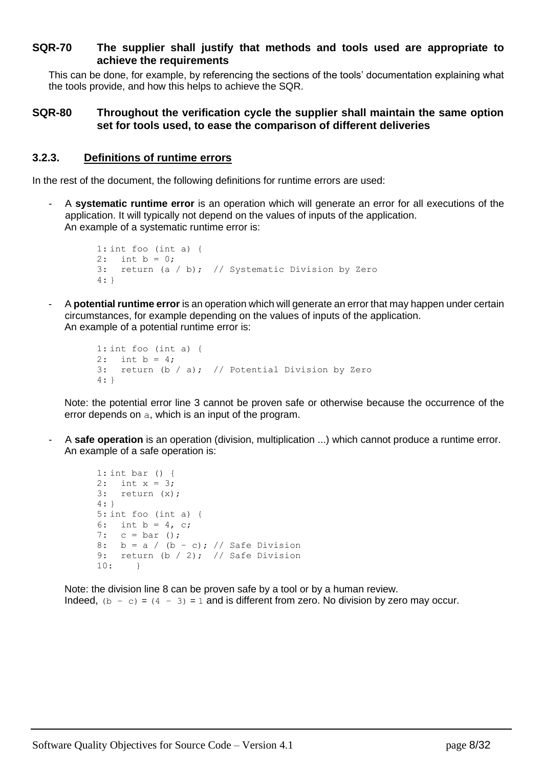**SQR-70 The supplier shall justify that methods and tools used are appropriate to achieve the requirements**

This can be done, for example, by referencing the sections of the tools' documentation explaining what the tools provide, and how this helps to achieve the SQR.

**SQR-80 Throughout the verification cycle the supplier shall maintain the same option set for tools used, to ease the comparison of different deliveries**

### 3.2.3. Definitions of runtime errors

In the rest of the document, the following definitions for runtime errors are used:

- A **systematic runtime error** is an operation which will generate an error for all executions of the application. It will typically not depend on the values of inputs of the application.
  An example of a systematic runtime error is:

```
1: int foo (int a) {
2:   int b = 0;
3:   return (a / b);  // Systematic Division by Zero
4: }
```

- A **potential runtime error** is an operation which will generate an error that may happen under certain circumstances, for example depending on the values of inputs of the application.
  An example of a potential runtime error is:

```
1: int foo (int a) {
2:   int b = 4;
3:   return (b / a);  // Potential Division by Zero
4: }
```

  Note: the potential error line 3 cannot be proven safe or otherwise because the occurrence of the error depends on `a`, which is an input of the program.

- A **safe operation** is an operation (division, multiplication ...) which cannot produce a runtime error.
  An example of a safe operation is:

```
1: int bar () {
2:   int x = 3;
3:   return (x);
4: }
5: int foo (int a) {
6:   int b = 4, c;
7:   c = bar ();
8:   b = a / (b - c); // Safe Division
9:   return (b / 2);  // Safe Division
10:    }
```

  Note: the division line 8 can be proven safe by a tool or by a human review.
  Indeed, `(b - c)` = `(4 - 3)` = `1` and is different from zero. No division by zero may occur.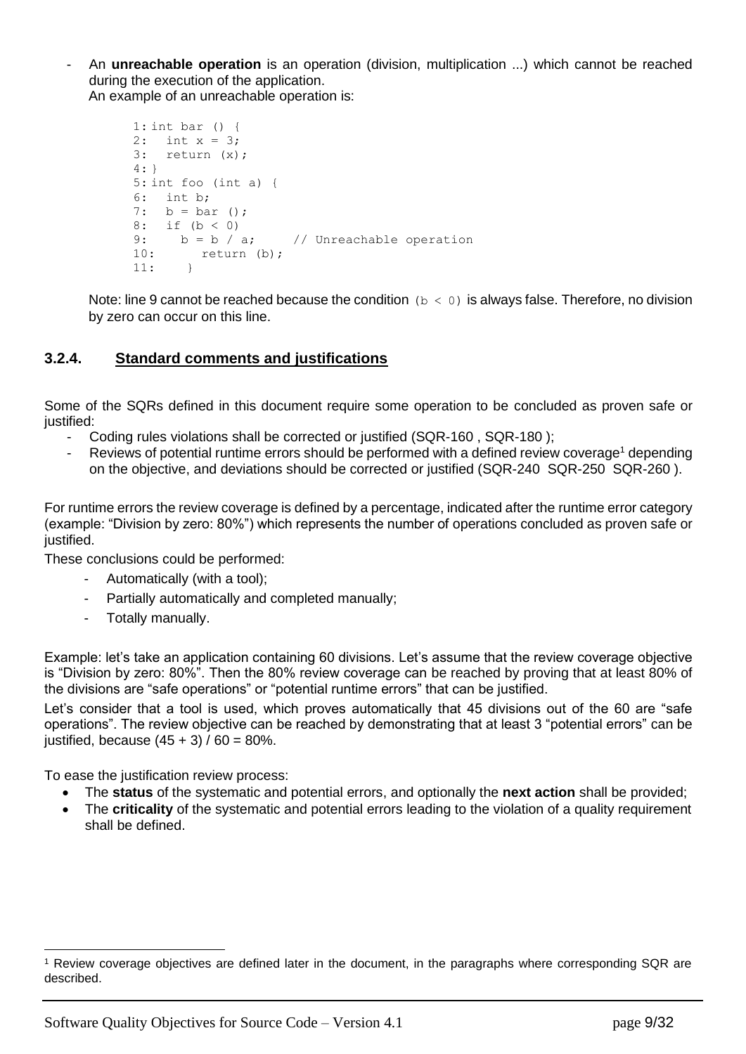- An **unreachable operation** is an operation (division, multiplication ...) which cannot be reached during the execution of the application.
  An example of an unreachable operation is:

```
1: int bar () {
2:   int x = 3;
3:   return (x);
4: }
5: int foo (int a) {
6:   int b;
7:   b = bar ();
8:   if (b < 0)
9:     b = b / a;     // Unreachable operation
10:       return (b);
11:     }
```

  Note: line 9 cannot be reached because the condition `(b < 0)` is always false. Therefore, no division by zero can occur on this line.

### 3.2.4. Standard comments and justifications

Some of the SQRs defined in this document require some operation to be concluded as proven safe or justified:

- Coding rules violations shall be corrected or justified (SQR-160 , SQR-180 );
- Reviews of potential runtime errors should be performed with a defined review coverage[1] depending on the objective, and deviations should be corrected or justified (SQR-240 SQR-250 SQR-260 ).

For runtime errors the review coverage is defined by a percentage, indicated after the runtime error category (example: "Division by zero: 80%") which represents the number of operations concluded as proven safe or justified.

These conclusions could be performed:

- Automatically (with a tool);
- Partially automatically and completed manually;
- Totally manually.

Example: let's take an application containing 60 divisions. Let's assume that the review coverage objective is "Division by zero: 80%". Then the 80% review coverage can be reached by proving that at least 80% of the divisions are "safe operations" or "potential runtime errors" that can be justified.

Let's consider that a tool is used, which proves automatically that 45 divisions out of the 60 are "safe operations". The review objective can be reached by demonstrating that at least 3 "potential errors" can be justified, because (45 + 3) / 60 = 80%.

To ease the justification review process:

- The **status** of the systematic and potential errors, and optionally the **next action** shall be provided;
- The **criticality** of the systematic and potential errors leading to the violation of a quality requirement shall be defined.

[1] Review coverage objectives are defined later in the document, in the paragraphs where corresponding SQR are described.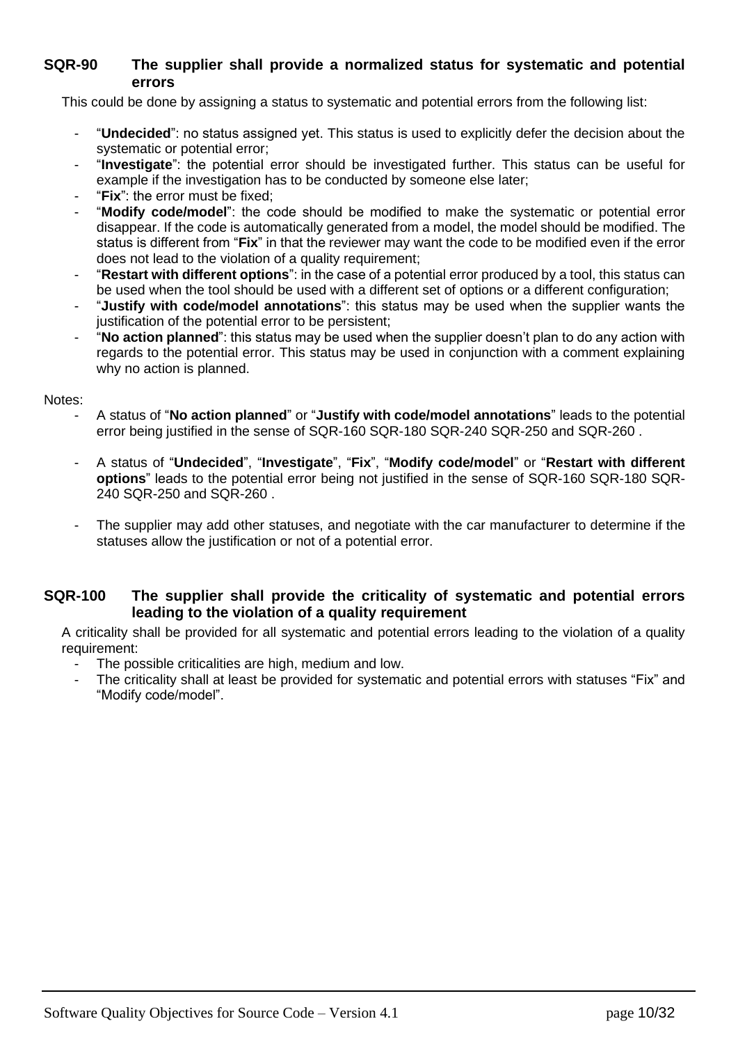### SQR-90 The supplier shall provide a normalized status for systematic and potential errors

This could be done by assigning a status to systematic and potential errors from the following list:

- "**Undecided**": no status assigned yet. This status is used to explicitly defer the decision about the systematic or potential error;
- "**Investigate**": the potential error should be investigated further. This status can be useful for example if the investigation has to be conducted by someone else later;
- "**Fix**": the error must be fixed;
- "**Modify code/model**": the code should be modified to make the systematic or potential error disappear. If the code is automatically generated from a model, the model should be modified. The status is different from "**Fix**" in that the reviewer may want the code to be modified even if the error does not lead to the violation of a quality requirement;
- "**Restart with different options**": in the case of a potential error produced by a tool, this status can be used when the tool should be used with a different set of options or a different configuration;
- "**Justify with code/model annotations**": this status may be used when the supplier wants the justification of the potential error to be persistent;
- "**No action planned**": this status may be used when the supplier doesn't plan to do any action with regards to the potential error. This status may be used in conjunction with a comment explaining why no action is planned.

Notes:

- A status of "**No action planned**" or "**Justify with code/model annotations**" leads to the potential error being justified in the sense of SQR-160 SQR-180 SQR-240 SQR-250 and SQR-260 .

- A status of "**Undecided**", "**Investigate**", "**Fix**", "**Modify code/model**" or "**Restart with different options**" leads to the potential error being not justified in the sense of SQR-160 SQR-180 SQR-240 SQR-250 and SQR-260 .

- The supplier may add other statuses, and negotiate with the car manufacturer to determine if the statuses allow the justification or not of a potential error.

### SQR-100 The supplier shall provide the criticality of systematic and potential errors leading to the violation of a quality requirement

A criticality shall be provided for all systematic and potential errors leading to the violation of a quality requirement:

- The possible criticalities are high, medium and low.
- The criticality shall at least be provided for systematic and potential errors with statuses "Fix" and "Modify code/model".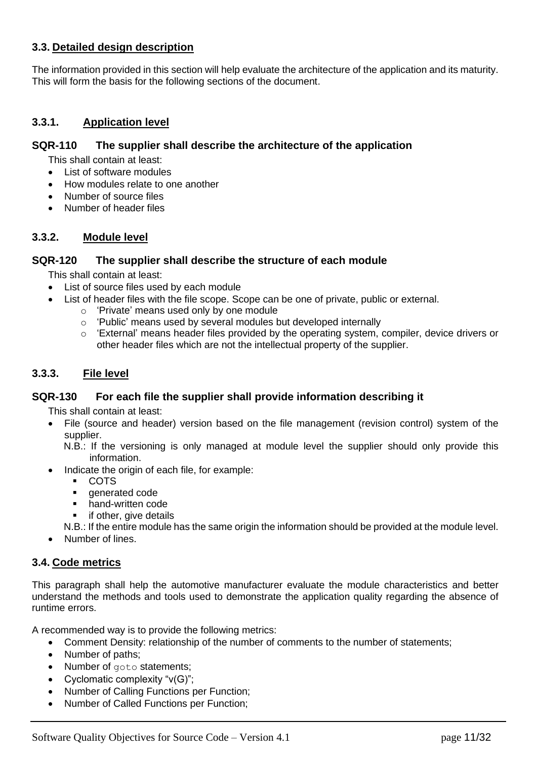## 3.3. Detailed design description

The information provided in this section will help evaluate the architecture of the application and its maturity. This will form the basis for the following sections of the document.

### 3.3.1. Application level

#### SQR-110 The supplier shall describe the architecture of the application

This shall contain at least:

- List of software modules
- How modules relate to one another
- Number of source files
- Number of header files

### 3.3.2. Module level

#### SQR-120 The supplier shall describe the structure of each module

This shall contain at least:

- List of source files used by each module
- List of header files with the file scope. Scope can be one of private, public or external.
  - 'Private' means used only by one module
  - 'Public' means used by several modules but developed internally
  - 'External' means header files provided by the operating system, compiler, device drivers or other header files which are not the intellectual property of the supplier.

### 3.3.3. File level

#### SQR-130 For each file the supplier shall provide information describing it

This shall contain at least:

- File (source and header) version based on the file management (revision control) system of the supplier.

  N.B.: If the versioning is only managed at module level the supplier should only provide this information.
- Indicate the origin of each file, for example:
  - COTS
  - generated code
  - hand-written code
  - if other, give details

  N.B.: If the entire module has the same origin the information should be provided at the module level.
- Number of lines.

## 3.4. Code metrics

This paragraph shall help the automotive manufacturer evaluate the module characteristics and better understand the methods and tools used to demonstrate the application quality regarding the absence of runtime errors.

A recommended way is to provide the following metrics:

- Comment Density: relationship of the number of comments to the number of statements;
- Number of paths;
- Number of `goto` statements;
- Cyclomatic complexity "v(G)";
- Number of Calling Functions per Function;
- Number of Called Functions per Function;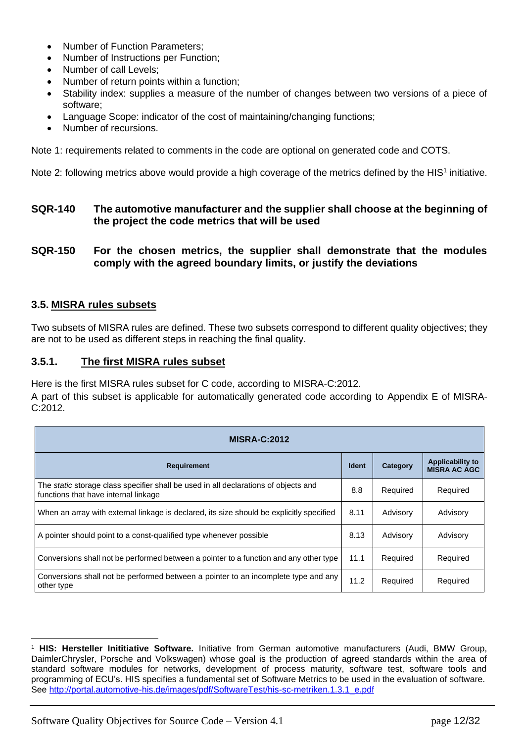- Number of Function Parameters;
- Number of Instructions per Function;
- Number of call Levels;
- Number of return points within a function;
- Stability index: supplies a measure of the number of changes between two versions of a piece of software;
- Language Scope: indicator of the cost of maintaining/changing functions;
- Number of recursions.

Note 1: requirements related to comments in the code are optional on generated code and COTS.

Note 2: following metrics above would provide a high coverage of the metrics defined by the HIS[1] initiative.

**SQR-140 The automotive manufacturer and the supplier shall choose at the beginning of the project the code metrics that will be used**

**SQR-150 For the chosen metrics, the supplier shall demonstrate that the modules comply with the agreed boundary limits, or justify the deviations**

### 3.5. MISRA rules subsets

Two subsets of MISRA rules are defined. These two subsets correspond to different quality objectives; they are not to be used as different steps in reaching the final quality.

#### 3.5.1. The first MISRA rules subset

Here is the first MISRA rules subset for C code, according to MISRA-C:2012.
A part of this subset is applicable for automatically generated code according to Appendix E of MISRA-C:2012.

| MISRA-C:2012 | | | |
|---|---|---|---|
| **Requirement** | **Ident** | **Category** | **Applicability to MISRA AC AGC** |
| The *static* storage class specifier shall be used in all declarations of objects and functions that have internal linkage | 8.8 | Required | Required |
| When an array with external linkage is declared, its size should be explicitly specified | 8.11 | Advisory | Advisory |
| A pointer should point to a const-qualified type whenever possible | 8.13 | Advisory | Advisory |
| Conversions shall not be performed between a pointer to a function and any other type | 11.1 | Required | Required |
| Conversions shall not be performed between a pointer to an incomplete type and any other type | 11.2 | Required | Required |

[1] **HIS: Hersteller Inititiative Software.** Initiative from German automotive manufacturers (Audi, BMW Group, DaimlerChrysler, Porsche and Volkswagen) whose goal is the production of agreed standards within the area of standard software modules for networks, development of process maturity, software test, software tools and programming of ECU's. HIS specifies a fundamental set of Software Metrics to be used in the evaluation of software. See http://portal.automotive-his.de/images/pdf/SoftwareTest/his-sc-metriken.1.3.1_e.pdf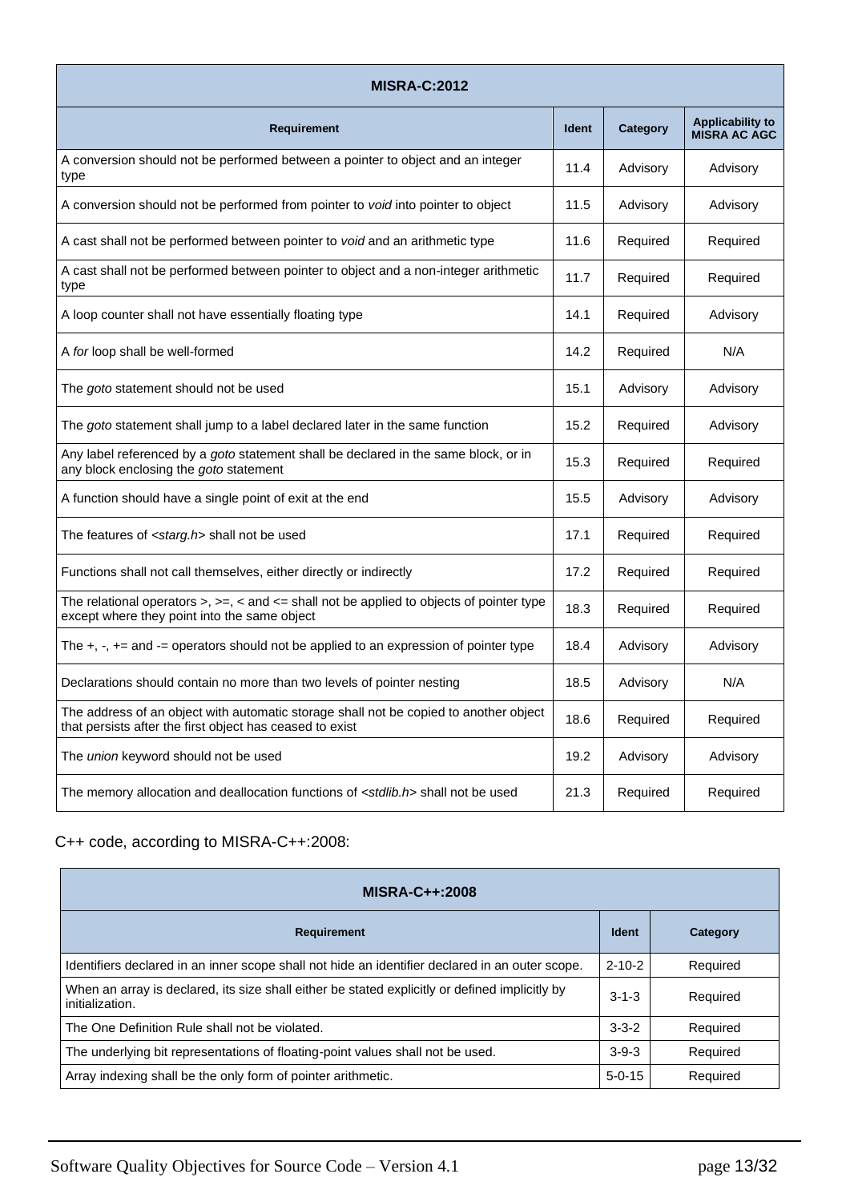| MISRA-C:2012 | | | |
|---|---|---|---|
| **Requirement** | **Ident** | **Category** | **Applicability to MISRA AC AGC** |
| A conversion should not be performed between a pointer to object and an integer type | 11.4 | Advisory | Advisory |
| A conversion should not be performed from pointer to *void* into pointer to object | 11.5 | Advisory | Advisory |
| A cast shall not be performed between pointer to *void* and an arithmetic type | 11.6 | Required | Required |
| A cast shall not be performed between pointer to object and a non-integer arithmetic type | 11.7 | Required | Required |
| A loop counter shall not have essentially floating type | 14.1 | Required | Advisory |
| A *for* loop shall be well-formed | 14.2 | Required | N/A |
| The *goto* statement should not be used | 15.1 | Advisory | Advisory |
| The *goto* statement shall jump to a label declared later in the same function | 15.2 | Required | Advisory |
| Any label referenced by a *goto* statement shall be declared in the same block, or in any block enclosing the *goto* statement | 15.3 | Required | Required |
| A function should have a single point of exit at the end | 15.5 | Advisory | Advisory |
| The features of *<starg.h>* shall not be used | 17.1 | Required | Required |
| Functions shall not call themselves, either directly or indirectly | 17.2 | Required | Required |
| The relational operators >, >=, < and <= shall not be applied to objects of pointer type except where they point into the same object | 18.3 | Required | Required |
| The +, -, += and -= operators should not be applied to an expression of pointer type | 18.4 | Advisory | Advisory |
| Declarations should contain no more than two levels of pointer nesting | 18.5 | Advisory | N/A |
| The address of an object with automatic storage shall not be copied to another object that persists after the first object has ceased to exist | 18.6 | Required | Required |
| The *union* keyword should not be used | 19.2 | Advisory | Advisory |
| The memory allocation and deallocation functions of *<stdlib.h>* shall not be used | 21.3 | Required | Required |

C++ code, according to MISRA-C++:2008:

| MISRA-C++:2008 | | |
|---|---|---|
| **Requirement** | **Ident** | **Category** |
| Identifiers declared in an inner scope shall not hide an identifier declared in an outer scope. | 2-10-2 | Required |
| When an array is declared, its size shall either be stated explicitly or defined implicitly by initialization. | 3-1-3 | Required |
| The One Definition Rule shall not be violated. | 3-3-2 | Required |
| The underlying bit representations of floating-point values shall not be used. | 3-9-3 | Required |
| Array indexing shall be the only form of pointer arithmetic. | 5-0-15 | Required |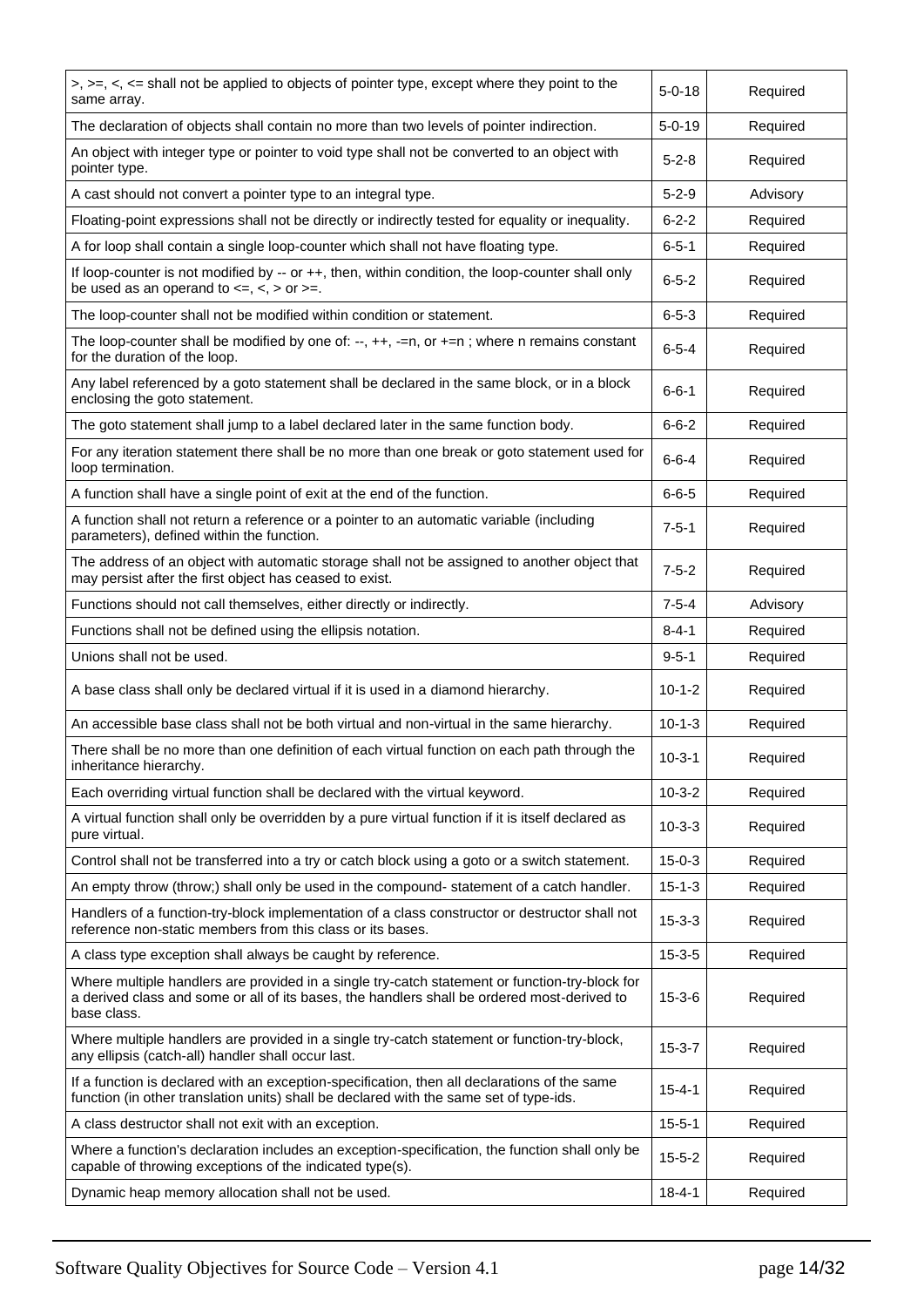| | | |
|---|---|---|
| >, >=, <, <= shall not be applied to objects of pointer type, except where they point to the same array. | 5-0-18 | Required |
| The declaration of objects shall contain no more than two levels of pointer indirection. | 5-0-19 | Required |
| An object with integer type or pointer to void type shall not be converted to an object with pointer type. | 5-2-8 | Required |
| A cast should not convert a pointer type to an integral type. | 5-2-9 | Advisory |
| Floating-point expressions shall not be directly or indirectly tested for equality or inequality. | 6-2-2 | Required |
| A for loop shall contain a single loop-counter which shall not have floating type. | 6-5-1 | Required |
| If loop-counter is not modified by -- or ++, then, within condition, the loop-counter shall only be used as an operand to <=, <, > or >=. | 6-5-2 | Required |
| The loop-counter shall not be modified within condition or statement. | 6-5-3 | Required |
| The loop-counter shall be modified by one of: --, ++, -=n, or +=n ; where n remains constant for the duration of the loop. | 6-5-4 | Required |
| Any label referenced by a goto statement shall be declared in the same block, or in a block enclosing the goto statement. | 6-6-1 | Required |
| The goto statement shall jump to a label declared later in the same function body. | 6-6-2 | Required |
| For any iteration statement there shall be no more than one break or goto statement used for loop termination. | 6-6-4 | Required |
| A function shall have a single point of exit at the end of the function. | 6-6-5 | Required |
| A function shall not return a reference or a pointer to an automatic variable (including parameters), defined within the function. | 7-5-1 | Required |
| The address of an object with automatic storage shall not be assigned to another object that may persist after the first object has ceased to exist. | 7-5-2 | Required |
| Functions should not call themselves, either directly or indirectly. | 7-5-4 | Advisory |
| Functions shall not be defined using the ellipsis notation. | 8-4-1 | Required |
| Unions shall not be used. | 9-5-1 | Required |
| A base class shall only be declared virtual if it is used in a diamond hierarchy. | 10-1-2 | Required |
| An accessible base class shall not be both virtual and non-virtual in the same hierarchy. | 10-1-3 | Required |
| There shall be no more than one definition of each virtual function on each path through the inheritance hierarchy. | 10-3-1 | Required |
| Each overriding virtual function shall be declared with the virtual keyword. | 10-3-2 | Required |
| A virtual function shall only be overridden by a pure virtual function if it is itself declared as pure virtual. | 10-3-3 | Required |
| Control shall not be transferred into a try or catch block using a goto or a switch statement. | 15-0-3 | Required |
| An empty throw (throw;) shall only be used in the compound- statement of a catch handler. | 15-1-3 | Required |
| Handlers of a function-try-block implementation of a class constructor or destructor shall not reference non-static members from this class or its bases. | 15-3-3 | Required |
| A class type exception shall always be caught by reference. | 15-3-5 | Required |
| Where multiple handlers are provided in a single try-catch statement or function-try-block for a derived class and some or all of its bases, the handlers shall be ordered most-derived to base class. | 15-3-6 | Required |
| Where multiple handlers are provided in a single try-catch statement or function-try-block, any ellipsis (catch-all) handler shall occur last. | 15-3-7 | Required |
| If a function is declared with an exception-specification, then all declarations of the same function (in other translation units) shall be declared with the same set of type-ids. | 15-4-1 | Required |
| A class destructor shall not exit with an exception. | 15-5-1 | Required |
| Where a function's declaration includes an exception-specification, the function shall only be capable of throwing exceptions of the indicated type(s). | 15-5-2 | Required |
| Dynamic heap memory allocation shall not be used. | 18-4-1 | Required |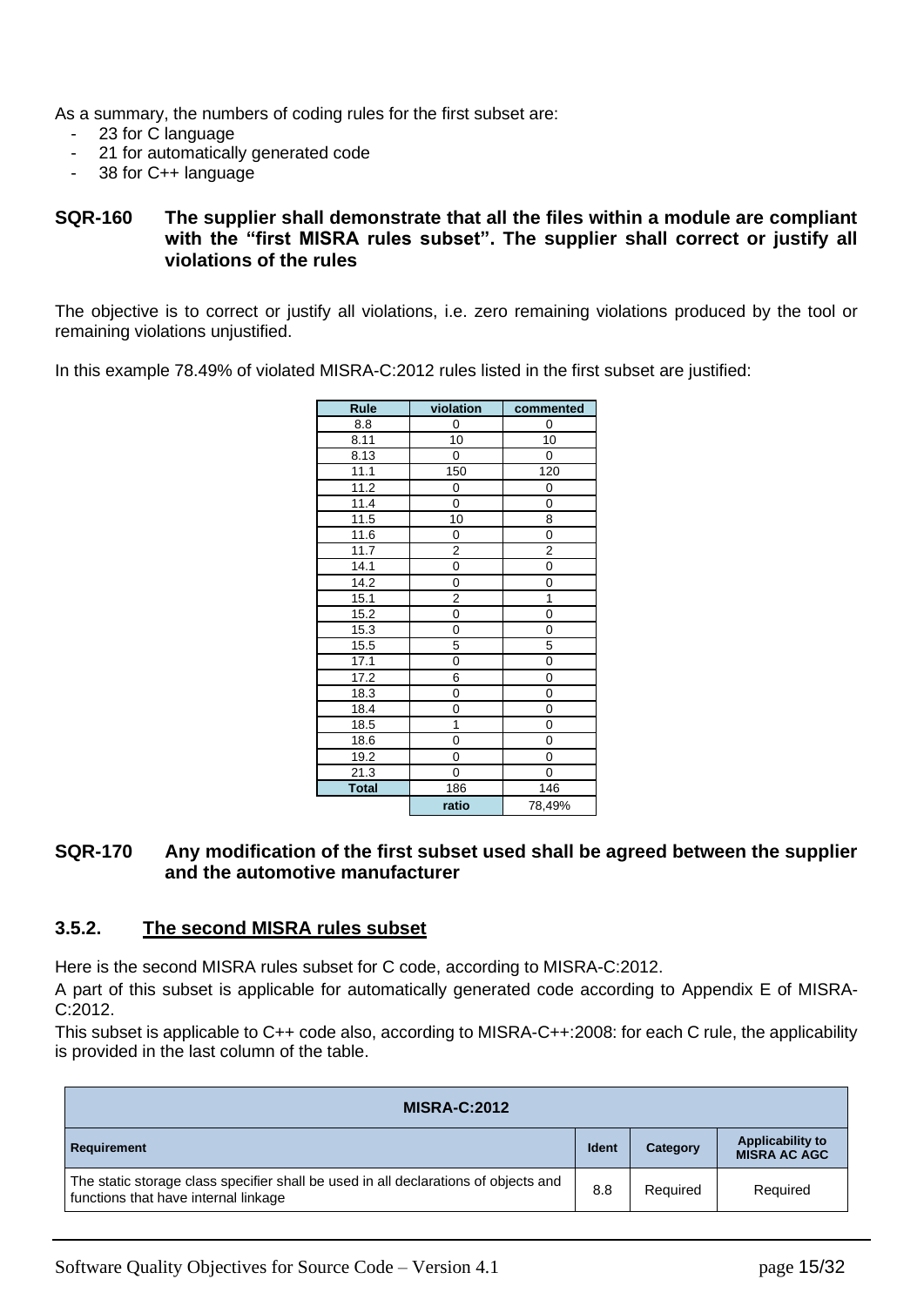As a summary, the numbers of coding rules for the first subset are:

- 23 for C language
- 21 for automatically generated code
- 38 for C++ language

**SQR-160 The supplier shall demonstrate that all the files within a module are compliant with the "first MISRA rules subset". The supplier shall correct or justify all violations of the rules**

The objective is to correct or justify all violations, i.e. zero remaining violations produced by the tool or remaining violations unjustified.

In this example 78.49% of violated MISRA-C:2012 rules listed in the first subset are justified:

| Rule | violation | commented |
|---|---|---|
| 8.8 | 0 | 0 |
| 8.11 | 10 | 10 |
| 8.13 | 0 | 0 |
| 11.1 | 150 | 120 |
| 11.2 | 0 | 0 |
| 11.4 | 0 | 0 |
| 11.5 | 10 | 8 |
| 11.6 | 0 | 0 |
| 11.7 | 2 | 2 |
| 14.1 | 0 | 0 |
| 14.2 | 0 | 0 |
| 15.1 | 2 | 1 |
| 15.2 | 0 | 0 |
| 15.3 | 0 | 0 |
| 15.5 | 5 | 5 |
| 17.1 | 0 | 0 |
| 17.2 | 6 | 0 |
| 18.3 | 0 | 0 |
| 18.4 | 0 | 0 |
| 18.5 | 1 | 0 |
| 18.6 | 0 | 0 |
| 19.2 | 0 | 0 |
| 21.3 | 0 | 0 |
| **Total** | 186 | 146 |
| | **ratio** | 78,49% |

**SQR-170 Any modification of the first subset used shall be agreed between the supplier and the automotive manufacturer**

### 3.5.2. The second MISRA rules subset

Here is the second MISRA rules subset for C code, according to MISRA-C:2012.

A part of this subset is applicable for automatically generated code according to Appendix E of MISRA-C:2012.

This subset is applicable to C++ code also, according to MISRA-C++:2008: for each C rule, the applicability is provided in the last column of the table.

| **MISRA-C:2012** | | | |
|---|---|---|---|
| **Requirement** | **Ident** | **Category** | **Applicability to MISRA AC AGC** |
| The static storage class specifier shall be used in all declarations of objects and functions that have internal linkage | 8.8 | Required | Required |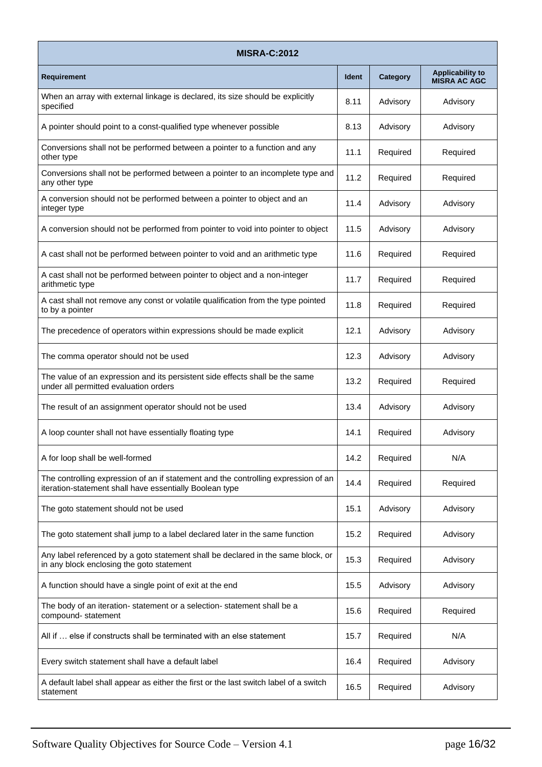| MISRA-C:2012 | | | |
|---|---|---|---|
| **Requirement** | **Ident** | **Category** | **Applicability to MISRA AC AGC** |
| When an array with external linkage is declared, its size should be explicitly specified | 8.11 | Advisory | Advisory |
| A pointer should point to a const-qualified type whenever possible | 8.13 | Advisory | Advisory |
| Conversions shall not be performed between a pointer to a function and any other type | 11.1 | Required | Required |
| Conversions shall not be performed between a pointer to an incomplete type and any other type | 11.2 | Required | Required |
| A conversion should not be performed between a pointer to object and an integer type | 11.4 | Advisory | Advisory |
| A conversion should not be performed from pointer to void into pointer to object | 11.5 | Advisory | Advisory |
| A cast shall not be performed between pointer to void and an arithmetic type | 11.6 | Required | Required |
| A cast shall not be performed between pointer to object and a non-integer arithmetic type | 11.7 | Required | Required |
| A cast shall not remove any const or volatile qualification from the type pointed to by a pointer | 11.8 | Required | Required |
| The precedence of operators within expressions should be made explicit | 12.1 | Advisory | Advisory |
| The comma operator should not be used | 12.3 | Advisory | Advisory |
| The value of an expression and its persistent side effects shall be the same under all permitted evaluation orders | 13.2 | Required | Required |
| The result of an assignment operator should not be used | 13.4 | Advisory | Advisory |
| A loop counter shall not have essentially floating type | 14.1 | Required | Advisory |
| A for loop shall be well-formed | 14.2 | Required | N/A |
| The controlling expression of an if statement and the controlling expression of an iteration-statement shall have essentially Boolean type | 14.4 | Required | Required |
| The goto statement should not be used | 15.1 | Advisory | Advisory |
| The goto statement shall jump to a label declared later in the same function | 15.2 | Required | Advisory |
| Any label referenced by a goto statement shall be declared in the same block, or in any block enclosing the goto statement | 15.3 | Required | Advisory |
| A function should have a single point of exit at the end | 15.5 | Advisory | Advisory |
| The body of an iteration- statement or a selection- statement shall be a compound- statement | 15.6 | Required | Required |
| All if … else if constructs shall be terminated with an else statement | 15.7 | Required | N/A |
| Every switch statement shall have a default label | 16.4 | Required | Advisory |
| A default label shall appear as either the first or the last switch label of a switch statement | 16.5 | Required | Advisory |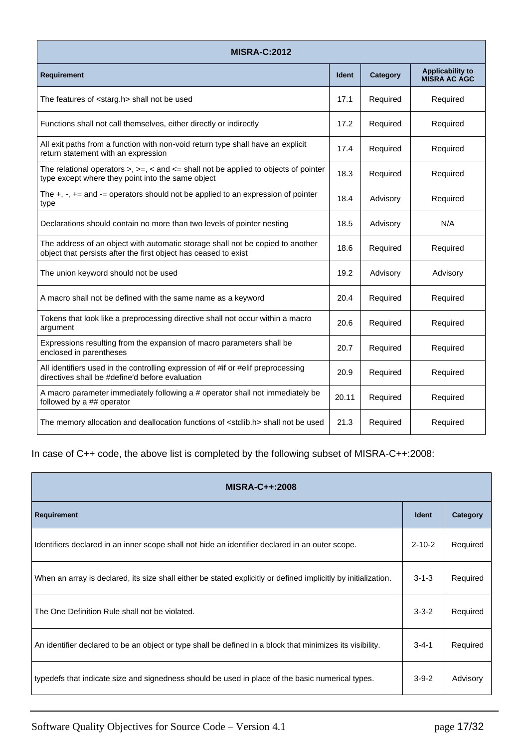| MISRA-C:2012 | | | |
|---|---|---|---|
| **Requirement** | **Ident** | **Category** | **Applicability to MISRA AC AGC** |
| The features of <starg.h> shall not be used | 17.1 | Required | Required |
| Functions shall not call themselves, either directly or indirectly | 17.2 | Required | Required |
| All exit paths from a function with non-void return type shall have an explicit return statement with an expression | 17.4 | Required | Required |
| The relational operators >, >=, < and <= shall not be applied to objects of pointer type except where they point into the same object | 18.3 | Required | Required |
| The +, -, += and -= operators should not be applied to an expression of pointer type | 18.4 | Advisory | Required |
| Declarations should contain no more than two levels of pointer nesting | 18.5 | Advisory | N/A |
| The address of an object with automatic storage shall not be copied to another object that persists after the first object has ceased to exist | 18.6 | Required | Required |
| The union keyword should not be used | 19.2 | Advisory | Advisory |
| A macro shall not be defined with the same name as a keyword | 20.4 | Required | Required |
| Tokens that look like a preprocessing directive shall not occur within a macro argument | 20.6 | Required | Required |
| Expressions resulting from the expansion of macro parameters shall be enclosed in parentheses | 20.7 | Required | Required |
| All identifiers used in the controlling expression of #if or #elif preprocessing directives shall be #define'd before evaluation | 20.9 | Required | Required |
| A macro parameter immediately following a # operator shall not immediately be followed by a ## operator | 20.11 | Required | Required |
| The memory allocation and deallocation functions of <stdlib.h> shall not be used | 21.3 | Required | Required |

In case of C++ code, the above list is completed by the following subset of MISRA-C++:2008:

| MISRA-C++:2008 | | |
|---|---|---|
| **Requirement** | **Ident** | **Category** |
| Identifiers declared in an inner scope shall not hide an identifier declared in an outer scope. | 2-10-2 | Required |
| When an array is declared, its size shall either be stated explicitly or defined implicitly by initialization. | 3-1-3 | Required |
| The One Definition Rule shall not be violated. | 3-3-2 | Required |
| An identifier declared to be an object or type shall be defined in a block that minimizes its visibility. | 3-4-1 | Required |
| typedefs that indicate size and signedness should be used in place of the basic numerical types. | 3-9-2 | Advisory |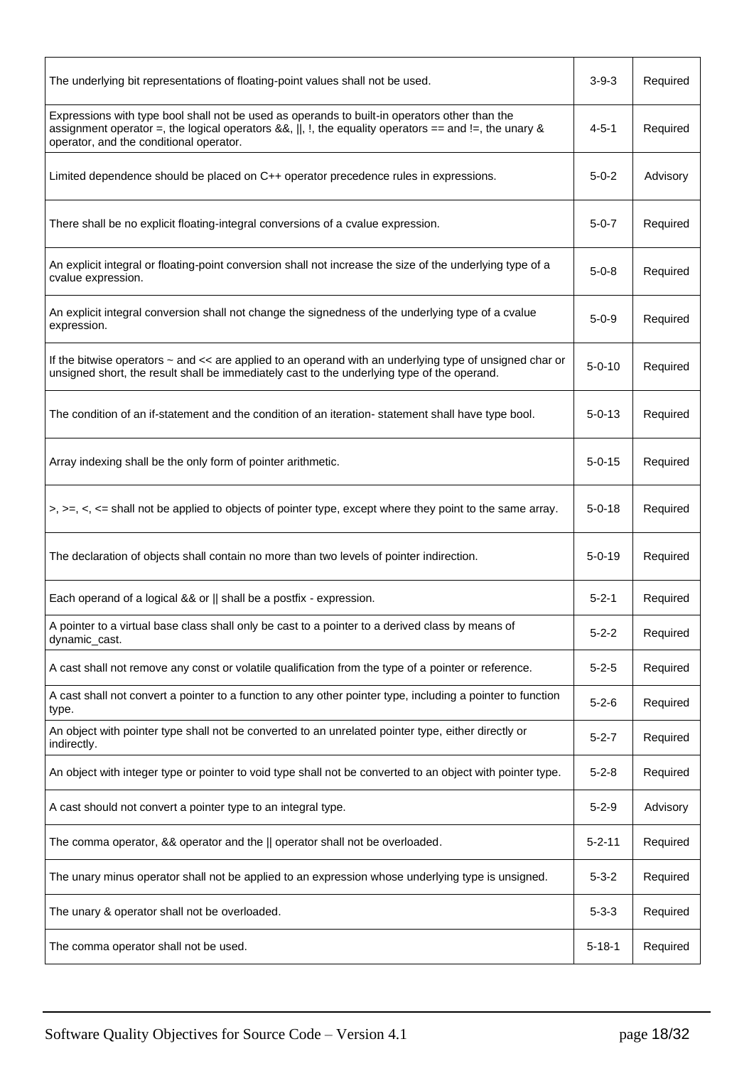| | | |
|---|---|---|
| The underlying bit representations of floating-point values shall not be used. | 3-9-3 | Required |
| Expressions with type bool shall not be used as operands to built-in operators other than the assignment operator =, the logical operators &&, \|\|, !, the equality operators == and !=, the unary & operator, and the conditional operator. | 4-5-1 | Required |
| Limited dependence should be placed on C++ operator precedence rules in expressions. | 5-0-2 | Advisory |
| There shall be no explicit floating-integral conversions of a cvalue expression. | 5-0-7 | Required |
| An explicit integral or floating-point conversion shall not increase the size of the underlying type of a cvalue expression. | 5-0-8 | Required |
| An explicit integral conversion shall not change the signedness of the underlying type of a cvalue expression. | 5-0-9 | Required |
| If the bitwise operators ~ and << are applied to an operand with an underlying type of unsigned char or unsigned short, the result shall be immediately cast to the underlying type of the operand. | 5-0-10 | Required |
| The condition of an if-statement and the condition of an iteration- statement shall have type bool. | 5-0-13 | Required |
| Array indexing shall be the only form of pointer arithmetic. | 5-0-15 | Required |
| >, >=, <, <= shall not be applied to objects of pointer type, except where they point to the same array. | 5-0-18 | Required |
| The declaration of objects shall contain no more than two levels of pointer indirection. | 5-0-19 | Required |
| Each operand of a logical && or \|\| shall be a postfix - expression. | 5-2-1 | Required |
| A pointer to a virtual base class shall only be cast to a pointer to a derived class by means of dynamic_cast. | 5-2-2 | Required |
| A cast shall not remove any const or volatile qualification from the type of a pointer or reference. | 5-2-5 | Required |
| A cast shall not convert a pointer to a function to any other pointer type, including a pointer to function type. | 5-2-6 | Required |
| An object with pointer type shall not be converted to an unrelated pointer type, either directly or indirectly. | 5-2-7 | Required |
| An object with integer type or pointer to void type shall not be converted to an object with pointer type. | 5-2-8 | Required |
| A cast should not convert a pointer type to an integral type. | 5-2-9 | Advisory |
| The comma operator, && operator and the \|\| operator shall not be overloaded. | 5-2-11 | Required |
| The unary minus operator shall not be applied to an expression whose underlying type is unsigned. | 5-3-2 | Required |
| The unary & operator shall not be overloaded. | 5-3-3 | Required |
| The comma operator shall not be used. | 5-18-1 | Required |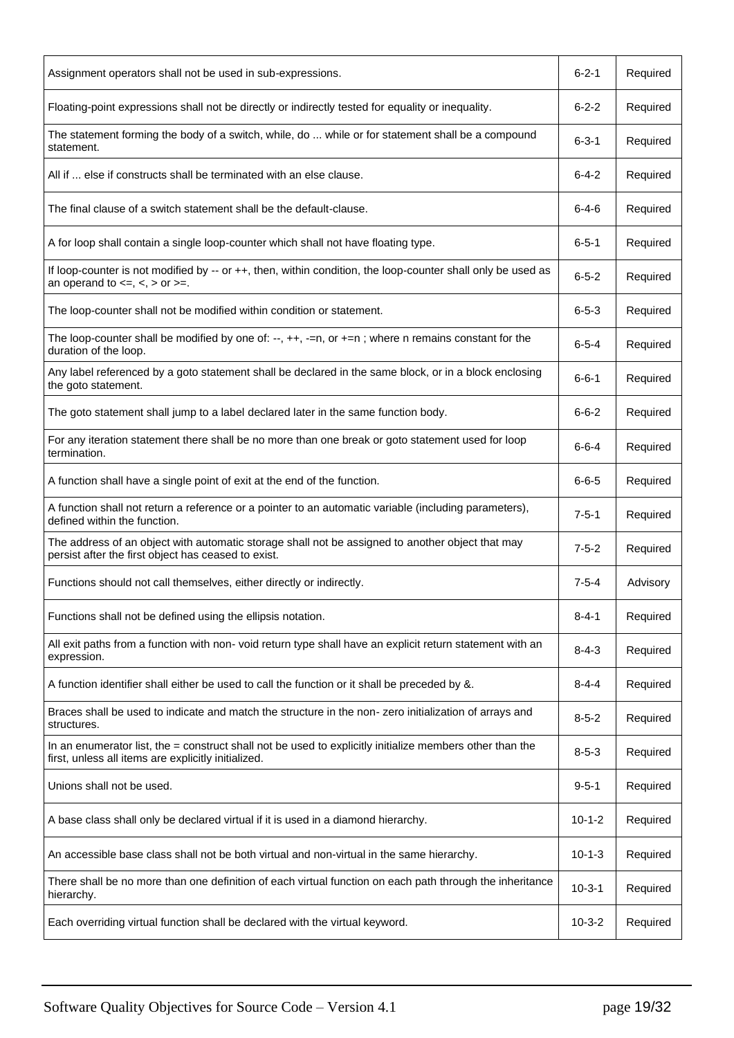| | | |
|---|---|---|
| Assignment operators shall not be used in sub-expressions. | 6-2-1 | Required |
| Floating-point expressions shall not be directly or indirectly tested for equality or inequality. | 6-2-2 | Required |
| The statement forming the body of a switch, while, do ... while or for statement shall be a compound statement. | 6-3-1 | Required |
| All if ... else if constructs shall be terminated with an else clause. | 6-4-2 | Required |
| The final clause of a switch statement shall be the default-clause. | 6-4-6 | Required |
| A for loop shall contain a single loop-counter which shall not have floating type. | 6-5-1 | Required |
| If loop-counter is not modified by -- or ++, then, within condition, the loop-counter shall only be used as an operand to <=, <, > or >=. | 6-5-2 | Required |
| The loop-counter shall not be modified within condition or statement. | 6-5-3 | Required |
| The loop-counter shall be modified by one of: --, ++, -=n, or +=n ; where n remains constant for the duration of the loop. | 6-5-4 | Required |
| Any label referenced by a goto statement shall be declared in the same block, or in a block enclosing the goto statement. | 6-6-1 | Required |
| The goto statement shall jump to a label declared later in the same function body. | 6-6-2 | Required |
| For any iteration statement there shall be no more than one break or goto statement used for loop termination. | 6-6-4 | Required |
| A function shall have a single point of exit at the end of the function. | 6-6-5 | Required |
| A function shall not return a reference or a pointer to an automatic variable (including parameters), defined within the function. | 7-5-1 | Required |
| The address of an object with automatic storage shall not be assigned to another object that may persist after the first object has ceased to exist. | 7-5-2 | Required |
| Functions should not call themselves, either directly or indirectly. | 7-5-4 | Advisory |
| Functions shall not be defined using the ellipsis notation. | 8-4-1 | Required |
| All exit paths from a function with non- void return type shall have an explicit return statement with an expression. | 8-4-3 | Required |
| A function identifier shall either be used to call the function or it shall be preceded by &. | 8-4-4 | Required |
| Braces shall be used to indicate and match the structure in the non- zero initialization of arrays and structures. | 8-5-2 | Required |
| In an enumerator list, the = construct shall not be used to explicitly initialize members other than the first, unless all items are explicitly initialized. | 8-5-3 | Required |
| Unions shall not be used. | 9-5-1 | Required |
| A base class shall only be declared virtual if it is used in a diamond hierarchy. | 10-1-2 | Required |
| An accessible base class shall not be both virtual and non-virtual in the same hierarchy. | 10-1-3 | Required |
| There shall be no more than one definition of each virtual function on each path through the inheritance hierarchy. | 10-3-1 | Required |
| Each overriding virtual function shall be declared with the virtual keyword. | 10-3-2 | Required |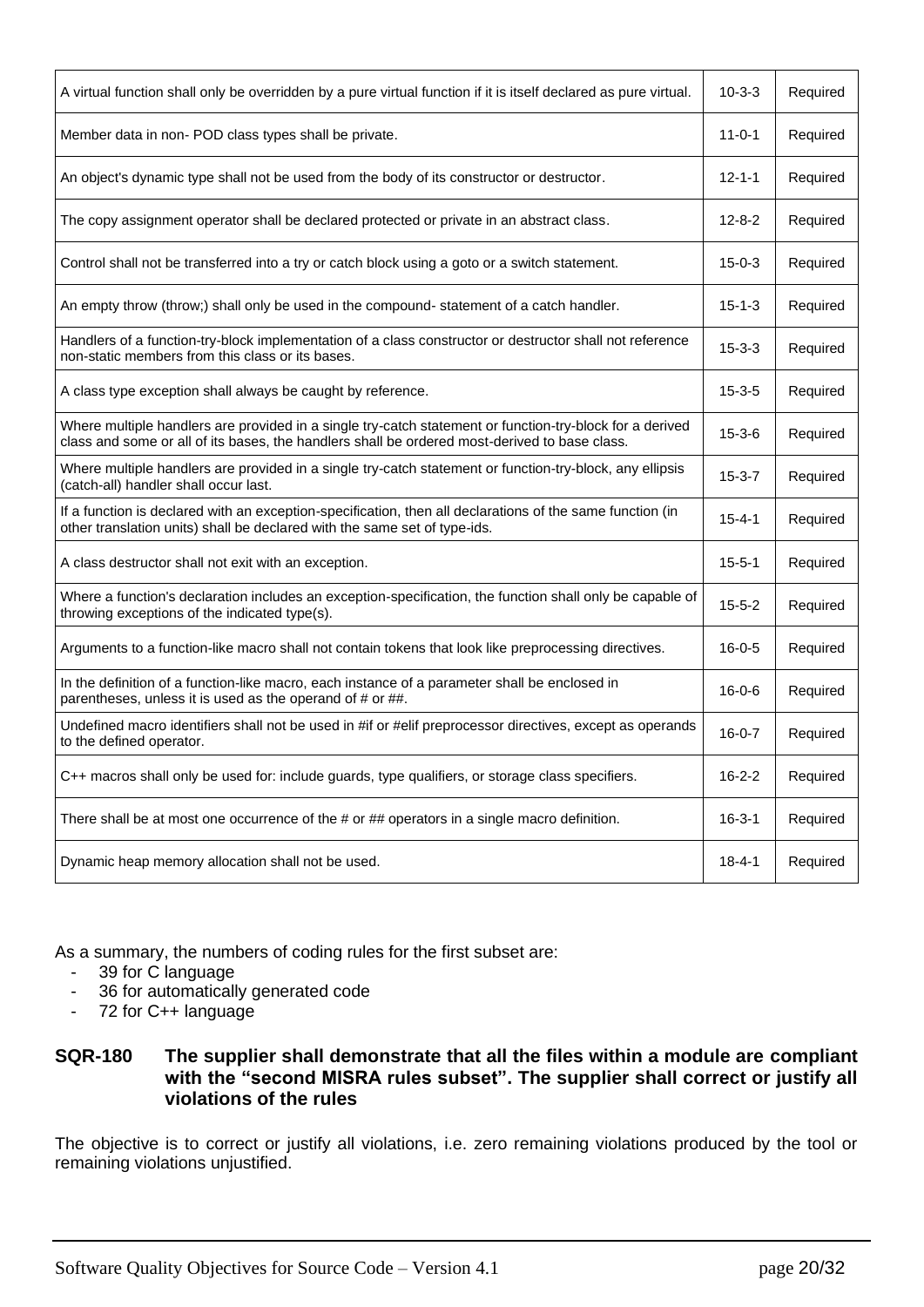| | | |
|---|---|---|
| A virtual function shall only be overridden by a pure virtual function if it is itself declared as pure virtual. | 10-3-3 | Required |
| Member data in non- POD class types shall be private. | 11-0-1 | Required |
| An object's dynamic type shall not be used from the body of its constructor or destructor. | 12-1-1 | Required |
| The copy assignment operator shall be declared protected or private in an abstract class. | 12-8-2 | Required |
| Control shall not be transferred into a try or catch block using a goto or a switch statement. | 15-0-3 | Required |
| An empty throw (throw;) shall only be used in the compound- statement of a catch handler. | 15-1-3 | Required |
| Handlers of a function-try-block implementation of a class constructor or destructor shall not reference non-static members from this class or its bases. | 15-3-3 | Required |
| A class type exception shall always be caught by reference. | 15-3-5 | Required |
| Where multiple handlers are provided in a single try-catch statement or function-try-block for a derived class and some or all of its bases, the handlers shall be ordered most-derived to base class. | 15-3-6 | Required |
| Where multiple handlers are provided in a single try-catch statement or function-try-block, any ellipsis (catch-all) handler shall occur last. | 15-3-7 | Required |
| If a function is declared with an exception-specification, then all declarations of the same function (in other translation units) shall be declared with the same set of type-ids. | 15-4-1 | Required |
| A class destructor shall not exit with an exception. | 15-5-1 | Required |
| Where a function's declaration includes an exception-specification, the function shall only be capable of throwing exceptions of the indicated type(s). | 15-5-2 | Required |
| Arguments to a function-like macro shall not contain tokens that look like preprocessing directives. | 16-0-5 | Required |
| In the definition of a function-like macro, each instance of a parameter shall be enclosed in parentheses, unless it is used as the operand of # or ##. | 16-0-6 | Required |
| Undefined macro identifiers shall not be used in #if or #elif preprocessor directives, except as operands to the defined operator. | 16-0-7 | Required |
| C++ macros shall only be used for: include guards, type qualifiers, or storage class specifiers. | 16-2-2 | Required |
| There shall be at most one occurrence of the # or ## operators in a single macro definition. | 16-3-1 | Required |
| Dynamic heap memory allocation shall not be used. | 18-4-1 | Required |

As a summary, the numbers of coding rules for the first subset are:

- 39 for C language
- 36 for automatically generated code
- 72 for C++ language

**SQR-180 The supplier shall demonstrate that all the files within a module are compliant with the "second MISRA rules subset". The supplier shall correct or justify all violations of the rules**

The objective is to correct or justify all violations, i.e. zero remaining violations produced by the tool or remaining violations unjustified.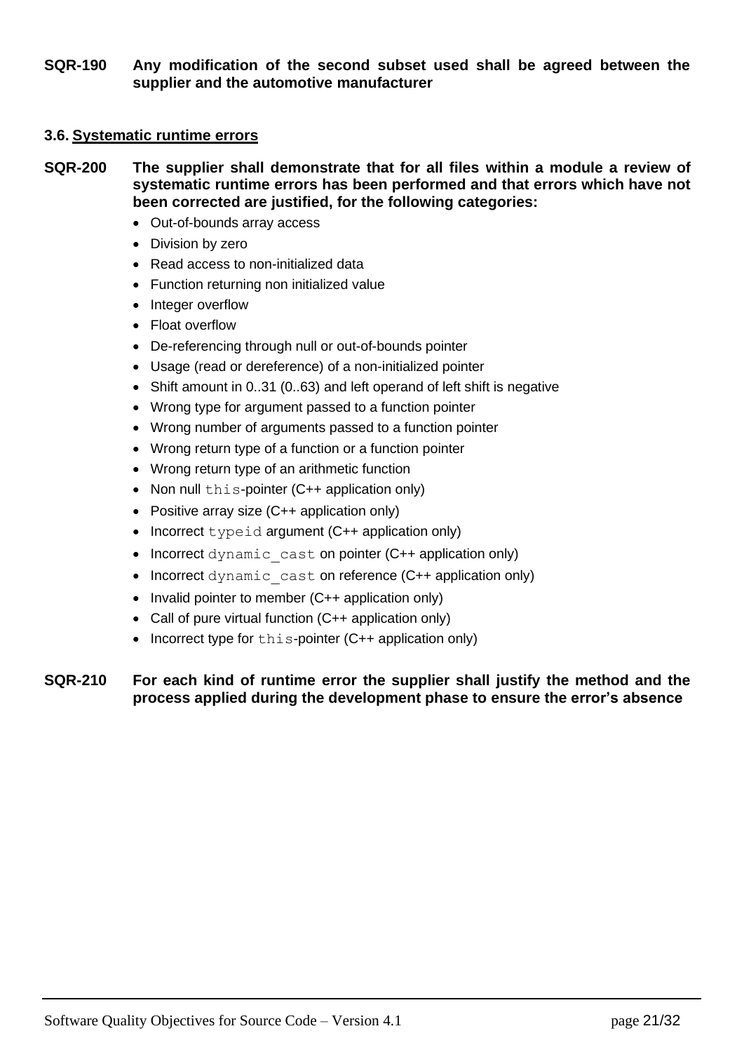**SQR-190 Any modification of the second subset used shall be agreed between the supplier and the automotive manufacturer**

### 3.6. Systematic runtime errors

**SQR-200 The supplier shall demonstrate that for all files within a module a review of systematic runtime errors has been performed and that errors which have not been corrected are justified, for the following categories:**

- Out-of-bounds array access
- Division by zero
- Read access to non-initialized data
- Function returning non initialized value
- Integer overflow
- Float overflow
- De-referencing through null or out-of-bounds pointer
- Usage (read or dereference) of a non-initialized pointer
- Shift amount in 0..31 (0..63) and left operand of left shift is negative
- Wrong type for argument passed to a function pointer
- Wrong number of arguments passed to a function pointer
- Wrong return type of a function or a function pointer
- Wrong return type of an arithmetic function
- Non null `this`-pointer (C++ application only)
- Positive array size (C++ application only)
- Incorrect `typeid` argument (C++ application only)
- Incorrect `dynamic_cast` on pointer (C++ application only)
- Incorrect `dynamic_cast` on reference (C++ application only)
- Invalid pointer to member (C++ application only)
- Call of pure virtual function (C++ application only)
- Incorrect type for `this`-pointer (C++ application only)

**SQR-210 For each kind of runtime error the supplier shall justify the method and the process applied during the development phase to ensure the error's absence**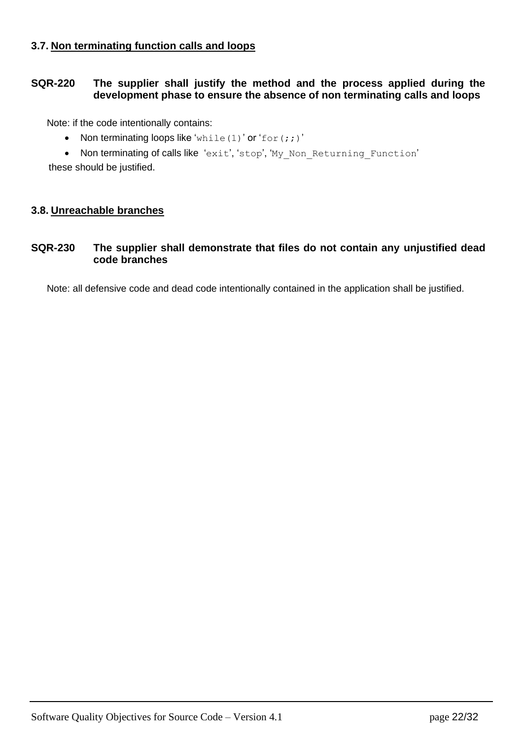### 3.7. Non terminating function calls and loops

**SQR-220 The supplier shall justify the method and the process applied during the development phase to ensure the absence of non terminating calls and loops**

Note: if the code intentionally contains:

- Non terminating loops like '`while(1)`' or '`for(;;)`'
- Non terminating of calls like '`exit`', '`stop`', '`My_Non_Returning_Function`'

these should be justified.

### 3.8. Unreachable branches

**SQR-230 The supplier shall demonstrate that files do not contain any unjustified dead code branches**

Note: all defensive code and dead code intentionally contained in the application shall be justified.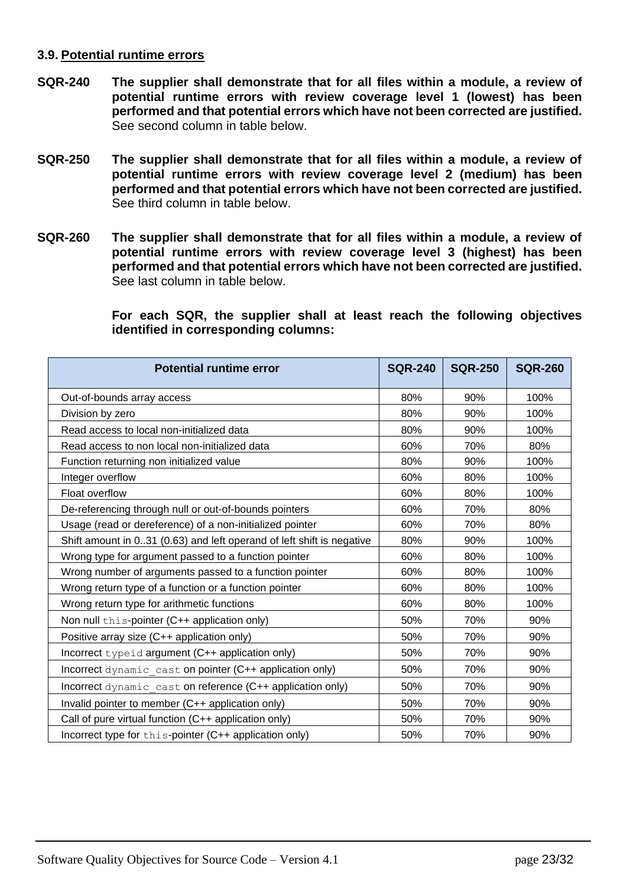### 3.9. Potential runtime errors

**SQR-240** **The supplier shall demonstrate that for all files within a module, a review of potential runtime errors with review coverage level 1 (lowest) has been performed and that potential errors which have not been corrected are justified.** See second column in table below.

**SQR-250** **The supplier shall demonstrate that for all files within a module, a review of potential runtime errors with review coverage level 2 (medium) has been performed and that potential errors which have not been corrected are justified.** See third column in table below.

**SQR-260** **The supplier shall demonstrate that for all files within a module, a review of potential runtime errors with review coverage level 3 (highest) has been performed and that potential errors which have not been corrected are justified.** See last column in table below.

**For each SQR, the supplier shall at least reach the following objectives identified in corresponding columns:**

| Potential runtime error | SQR-240 | SQR-250 | SQR-260 |
|---|---|---|---|
| Out-of-bounds array access | 80% | 90% | 100% |
| Division by zero | 80% | 90% | 100% |
| Read access to local non-initialized data | 80% | 90% | 100% |
| Read access to non local non-initialized data | 60% | 70% | 80% |
| Function returning non initialized value | 80% | 90% | 100% |
| Integer overflow | 60% | 80% | 100% |
| Float overflow | 60% | 80% | 100% |
| De-referencing through null or out-of-bounds pointers | 60% | 70% | 80% |
| Usage (read or dereference) of a non-initialized pointer | 60% | 70% | 80% |
| Shift amount in 0..31 (0.63) and left operand of left shift is negative | 80% | 90% | 100% |
| Wrong type for argument passed to a function pointer | 60% | 80% | 100% |
| Wrong number of arguments passed to a function pointer | 60% | 80% | 100% |
| Wrong return type of a function or a function pointer | 60% | 80% | 100% |
| Wrong return type for arithmetic functions | 60% | 80% | 100% |
| Non null `this`-pointer (C++ application only) | 50% | 70% | 90% |
| Positive array size (C++ application only) | 50% | 70% | 90% |
| Incorrect `typeid` argument (C++ application only) | 50% | 70% | 90% |
| Incorrect `dynamic_cast` on pointer (C++ application only) | 50% | 70% | 90% |
| Incorrect `dynamic_cast` on reference (C++ application only) | 50% | 70% | 90% |
| Invalid pointer to member (C++ application only) | 50% | 70% | 90% |
| Call of pure virtual function (C++ application only) | 50% | 70% | 90% |
| Incorrect type for `this`-pointer (C++ application only) | 50% | 70% | 90% |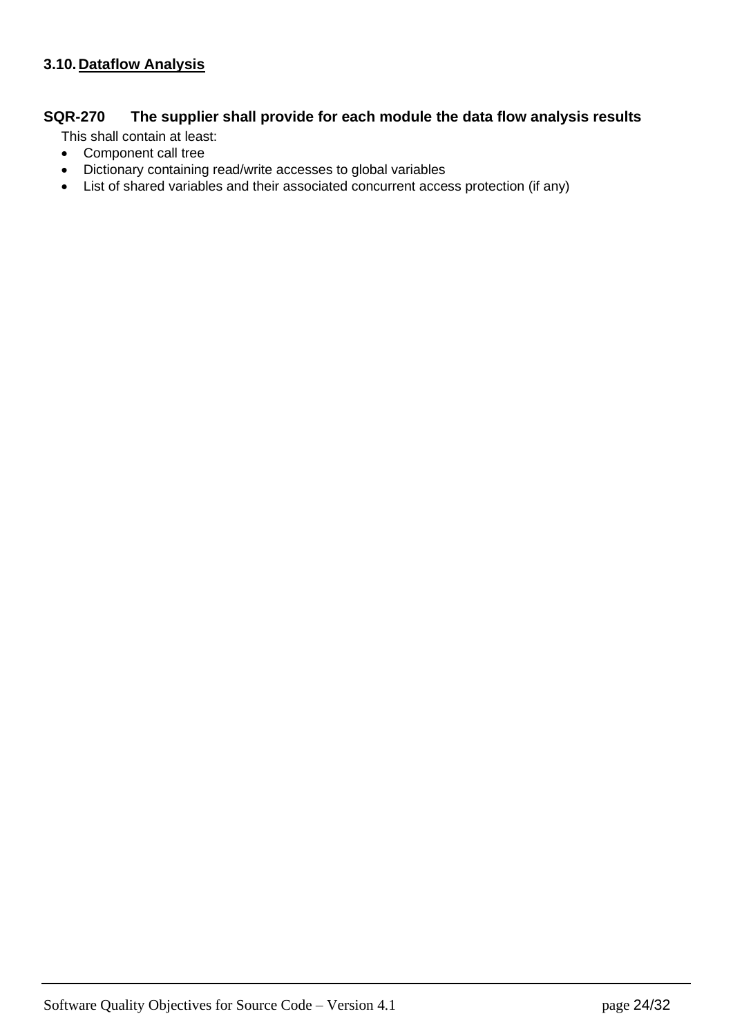## 3.10. Dataflow Analysis

**SQR-270 The supplier shall provide for each module the data flow analysis results**

This shall contain at least:

- Component call tree
- Dictionary containing read/write accesses to global variables
- List of shared variables and their associated concurrent access protection (if any)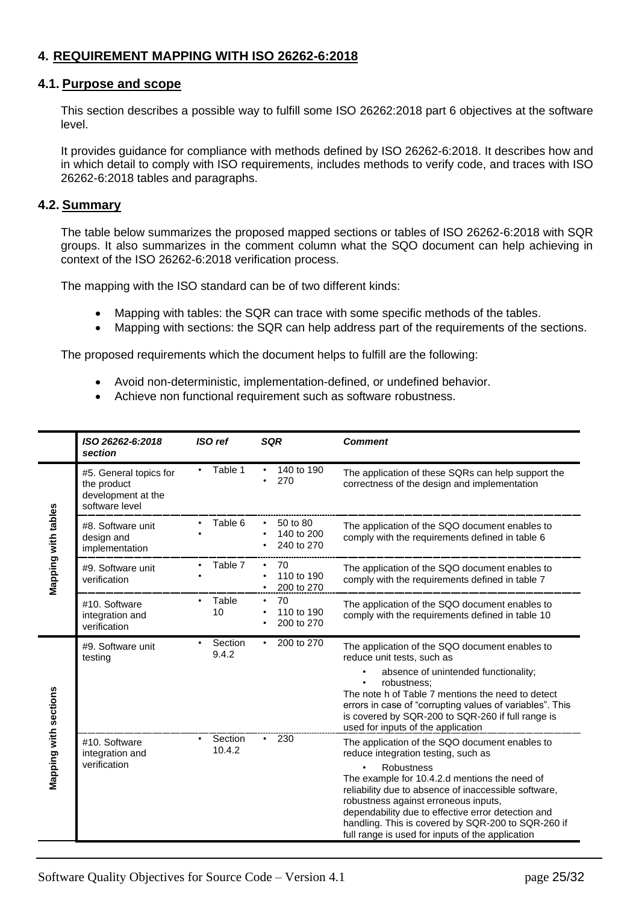## 4. REQUIREMENT MAPPING WITH ISO 26262-6:2018

### 4.1. Purpose and scope

This section describes a possible way to fulfill some ISO 26262:2018 part 6 objectives at the software level.

It provides guidance for compliance with methods defined by ISO 26262-6:2018. It describes how and in which detail to comply with ISO requirements, includes methods to verify code, and traces with ISO 26262-6:2018 tables and paragraphs.

### 4.2. Summary

The table below summarizes the proposed mapped sections or tables of ISO 26262-6:2018 with SQR groups. It also summarizes in the comment column what the SQO document can help achieving in context of the ISO 26262-6:2018 verification process.

The mapping with the ISO standard can be of two different kinds:

- Mapping with tables: the SQR can trace with some specific methods of the tables.
- Mapping with sections: the SQR can help address part of the requirements of the sections.

The proposed requirements which the document helps to fulfill are the following:

- Avoid non-deterministic, implementation-defined, or undefined behavior.
- Achieve non functional requirement such as software robustness.

| | *ISO 26262-6:2018 section* | *ISO ref* | *SQR* | *Comment* |
|---|---|---|---|---|
| **Mapping with tables** | #5. General topics for the product development at the software level | • Table 1 | • 140 to 190<br>• 270 | The application of these SQRs can help support the correctness of the design and implementation |
| | #8. Software unit design and implementation | • Table 6<br>• | • 50 to 80<br>• 140 to 200<br>• 240 to 270 | The application of the SQO document enables to comply with the requirements defined in table 6 |
| | #9. Software unit verification | • Table 7<br>• | • 70<br>• 110 to 190<br>• 200 to 270 | The application of the SQO document enables to comply with the requirements defined in table 7 |
| | #10. Software integration and verification | • Table 10 | • 70<br>• 110 to 190<br>• 200 to 270 | The application of the SQO document enables to comply with the requirements defined in table 10 |
| **Mapping with sections** | #9. Software unit testing | • Section 9.4.2 | • 200 to 270 | The application of the SQO document enables to reduce unit tests, such as<br>• absence of unintended functionality;<br>• robustness;<br>The note h of Table 7 mentions the need to detect errors in case of "corrupting values of variables". This is covered by SQR-200 to SQR-260 if full range is used for inputs of the application |
| | #10. Software integration and verification | • Section 10.4.2 | • 230 | The application of the SQO document enables to reduce integration testing, such as<br>• Robustness<br>The example for 10.4.2.d mentions the need of reliability due to absence of inaccessible software, robustness against erroneous inputs, dependability due to effective error detection and handling. This is covered by SQR-200 to SQR-260 if full range is used for inputs of the application |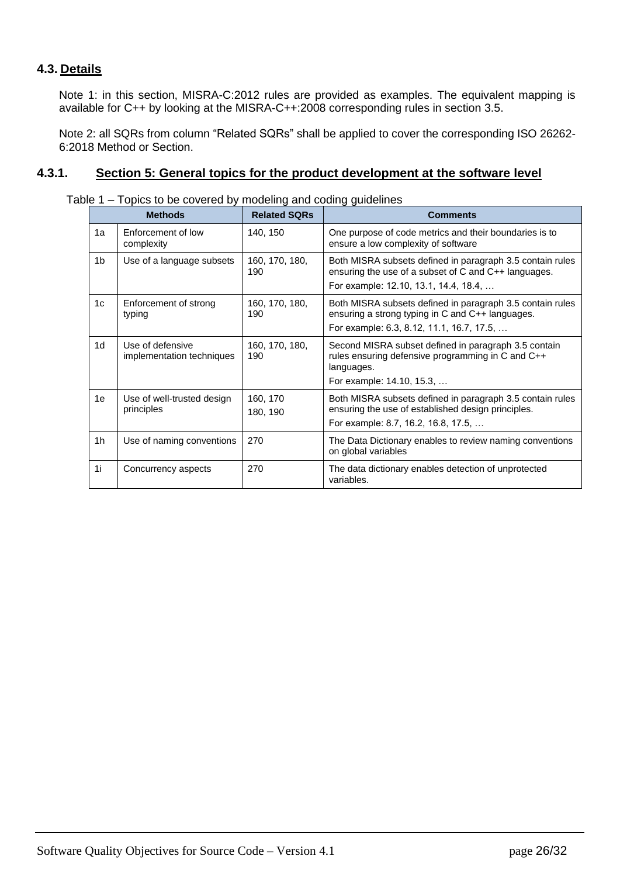### 4.3. Details

Note 1: in this section, MISRA-C:2012 rules are provided as examples. The equivalent mapping is available for C++ by looking at the MISRA-C++:2008 corresponding rules in section 3.5.

Note 2: all SQRs from column "Related SQRs" shall be applied to cover the corresponding ISO 26262-6:2018 Method or Section.

#### 4.3.1. Section 5: General topics for the product development at the software level

Table 1 – Topics to be covered by modeling and coding guidelines

| Methods | | Related SQRs | Comments |
|---|---|---|---|
| 1a | Enforcement of low complexity | 140, 150 | One purpose of code metrics and their boundaries is to ensure a low complexity of software |
| 1b | Use of a language subsets | 160, 170, 180, 190 | Both MISRA subsets defined in paragraph 3.5 contain rules ensuring the use of a subset of C and C++ languages.<br>For example: 12.10, 13.1, 14.4, 18.4, … |
| 1c | Enforcement of strong typing | 160, 170, 180, 190 | Both MISRA subsets defined in paragraph 3.5 contain rules ensuring a strong typing in C and C++ languages.<br>For example: 6.3, 8.12, 11.1, 16.7, 17.5, … |
| 1d | Use of defensive implementation techniques | 160, 170, 180, 190 | Second MISRA subset defined in paragraph 3.5 contain rules ensuring defensive programming in C and C++ languages.<br>For example: 14.10, 15.3, … |
| 1e | Use of well-trusted design principles | 160, 170<br>180, 190 | Both MISRA subsets defined in paragraph 3.5 contain rules ensuring the use of established design principles.<br>For example: 8.7, 16.2, 16.8, 17.5, … |
| 1h | Use of naming conventions | 270 | The Data Dictionary enables to review naming conventions on global variables |
| 1i | Concurrency aspects | 270 | The data dictionary enables detection of unprotected variables. |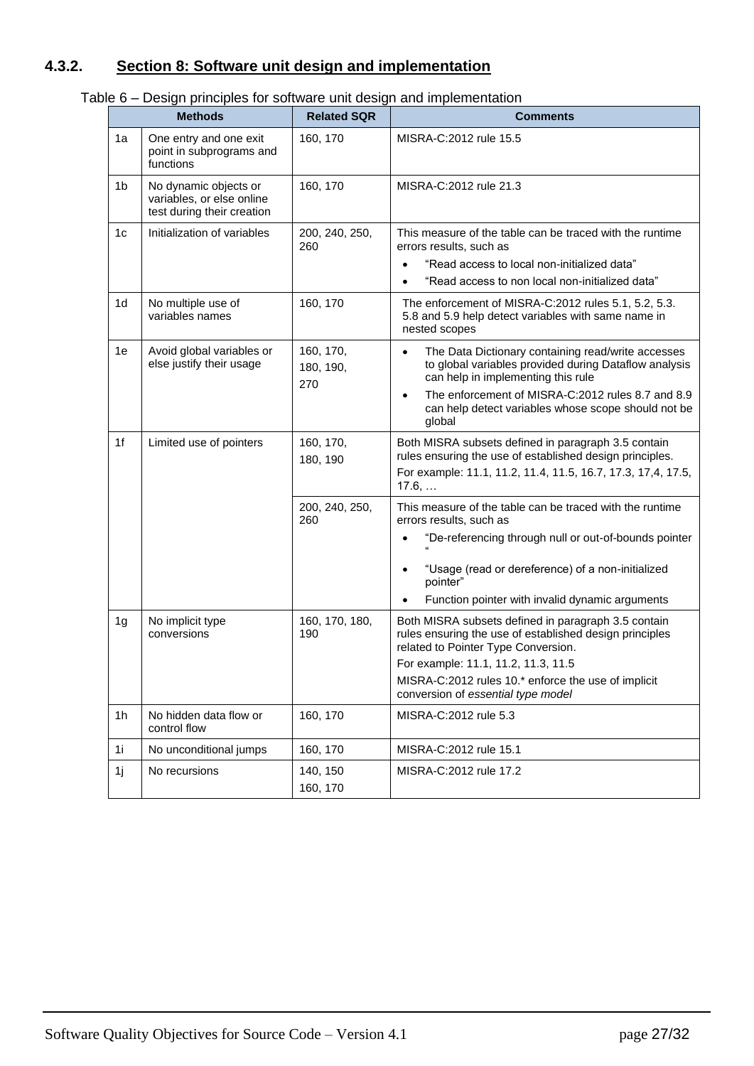### 4.3.2. Section 8: Software unit design and implementation

Table 6 – Design principles for software unit design and implementation

| Methods | | Related SQR | Comments |
|---|---|---|---|
| 1a | One entry and one exit point in subprograms and functions | 160, 170 | MISRA-C:2012 rule 15.5 |
| 1b | No dynamic objects or variables, or else online test during their creation | 160, 170 | MISRA-C:2012 rule 21.3 |
| 1c | Initialization of variables | 200, 240, 250, 260 | This measure of the table can be traced with the runtime errors results, such as<br>• "Read access to local non-initialized data"<br>• "Read access to non local non-initialized data" |
| 1d | No multiple use of variables names | 160, 170 | The enforcement of MISRA-C:2012 rules 5.1, 5.2, 5.3. 5.8 and 5.9 help detect variables with same name in nested scopes |
| 1e | Avoid global variables or else justify their usage | 160, 170, 180, 190, 270 | • The Data Dictionary containing read/write accesses to global variables provided during Dataflow analysis can help in implementing this rule<br>• The enforcement of MISRA-C:2012 rules 8.7 and 8.9 can help detect variables whose scope should not be global |
| 1f | Limited use of pointers | 160, 170, 180, 190 | Both MISRA subsets defined in paragraph 3.5 contain rules ensuring the use of established design principles.<br>For example: 11.1, 11.2, 11.4, 11.5, 16.7, 17.3, 17,4, 17.5, 17.6, … |
| | | 200, 240, 250, 260 | This measure of the table can be traced with the runtime errors results, such as<br>• "De-referencing through null or out-of-bounds pointer "<br>• "Usage (read or dereference) of a non-initialized pointer"<br>• Function pointer with invalid dynamic arguments |
| 1g | No implicit type conversions | 160, 170, 180, 190 | Both MISRA subsets defined in paragraph 3.5 contain rules ensuring the use of established design principles related to Pointer Type Conversion.<br>For example: 11.1, 11.2, 11.3, 11.5<br>MISRA-C:2012 rules 10.* enforce the use of implicit conversion of *essential type model* |
| 1h | No hidden data flow or control flow | 160, 170 | MISRA-C:2012 rule 5.3 |
| 1i | No unconditional jumps | 160, 170 | MISRA-C:2012 rule 15.1 |
| 1j | No recursions | 140, 150<br>160, 170 | MISRA-C:2012 rule 17.2 |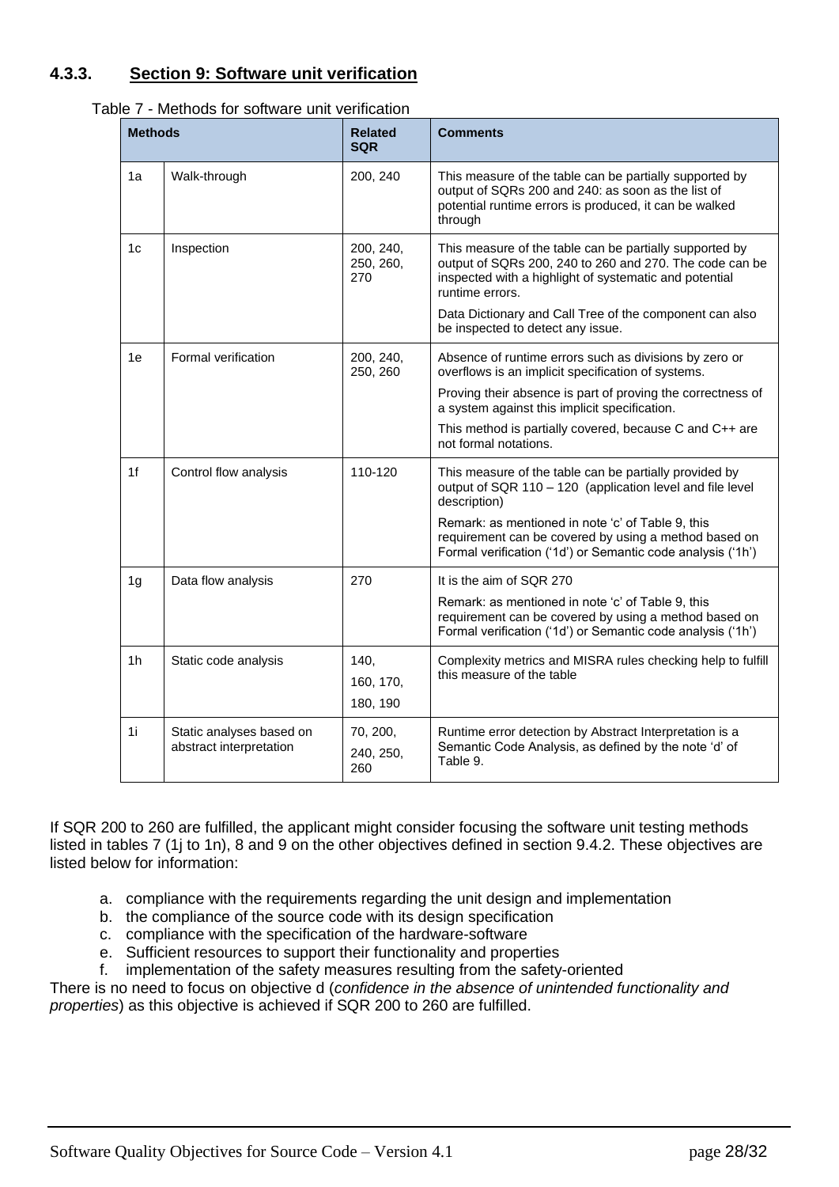### 4.3.3. Section 9: Software unit verification

Table 7 - Methods for software unit verification

| Methods | | Related SQR | Comments |
|---|---|---|---|
| 1a | Walk-through | 200, 240 | This measure of the table can be partially supported by output of SQRs 200 and 240: as soon as the list of potential runtime errors is produced, it can be walked through |
| 1c | Inspection | 200, 240, 250, 260, 270 | This measure of the table can be partially supported by output of SQRs 200, 240 to 260 and 270. The code can be inspected with a highlight of systematic and potential runtime errors.<br><br>Data Dictionary and Call Tree of the component can also be inspected to detect any issue. |
| 1e | Formal verification | 200, 240, 250, 260 | Absence of runtime errors such as divisions by zero or overflows is an implicit specification of systems.<br><br>Proving their absence is part of proving the correctness of a system against this implicit specification.<br><br>This method is partially covered, because C and C++ are not formal notations. |
| 1f | Control flow analysis | 110-120 | This measure of the table can be partially provided by output of SQR 110 – 120 (application level and file level description)<br><br>Remark: as mentioned in note 'c' of Table 9, this requirement can be covered by using a method based on Formal verification ('1d') or Semantic code analysis ('1h') |
| 1g | Data flow analysis | 270 | It is the aim of SQR 270<br><br>Remark: as mentioned in note 'c' of Table 9, this requirement can be covered by using a method based on Formal verification ('1d') or Semantic code analysis ('1h') |
| 1h | Static code analysis | 140, 160, 170, 180, 190 | Complexity metrics and MISRA rules checking help to fulfill this measure of the table |
| 1i | Static analyses based on abstract interpretation | 70, 200, 240, 250, 260 | Runtime error detection by Abstract Interpretation is a Semantic Code Analysis, as defined by the note 'd' of Table 9. |

If SQR 200 to 260 are fulfilled, the applicant might consider focusing the software unit testing methods listed in tables 7 (1j to 1n), 8 and 9 on the other objectives defined in section 9.4.2. These objectives are listed below for information:

a. compliance with the requirements regarding the unit design and implementation
b. the compliance of the source code with its design specification
c. compliance with the specification of the hardware-software
e. Sufficient resources to support their functionality and properties
f. implementation of the safety measures resulting from the safety-oriented

There is no need to focus on objective d (*confidence in the absence of unintended functionality and properties*) as this objective is achieved if SQR 200 to 260 are fulfilled.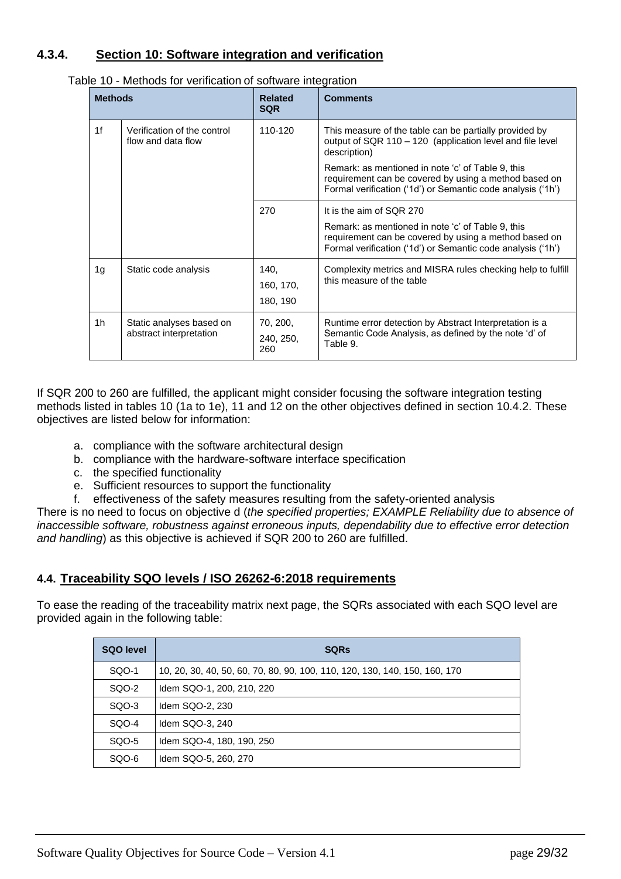### 4.3.4. Section 10: Software integration and verification

Table 10 - Methods for verification of software integration

| Methods | | Related SQR | Comments |
|---|---|---|---|
| 1f | Verification of the control flow and data flow | 110-120 | This measure of the table can be partially provided by output of SQR 110 – 120 (application level and file level description)<br><br>Remark: as mentioned in note 'c' of Table 9, this requirement can be covered by using a method based on Formal verification ('1d') or Semantic code analysis ('1h') |
| | | 270 | It is the aim of SQR 270<br><br>Remark: as mentioned in note 'c' of Table 9, this requirement can be covered by using a method based on Formal verification ('1d') or Semantic code analysis ('1h') |
| 1g | Static code analysis | 140,<br>160, 170,<br>180, 190 | Complexity metrics and MISRA rules checking help to fulfill this measure of the table |
| 1h | Static analyses based on abstract interpretation | 70, 200,<br>240, 250,<br>260 | Runtime error detection by Abstract Interpretation is a Semantic Code Analysis, as defined by the note 'd' of Table 9. |

If SQR 200 to 260 are fulfilled, the applicant might consider focusing the software integration testing methods listed in tables 10 (1a to 1e), 11 and 12 on the other objectives defined in section 10.4.2. These objectives are listed below for information:

a. compliance with the software architectural design
b. compliance with the hardware-software interface specification
c. the specified functionality
e. Sufficient resources to support the functionality
f. effectiveness of the safety measures resulting from the safety-oriented analysis

There is no need to focus on objective d (*the specified properties; EXAMPLE Reliability due to absence of inaccessible software, robustness against erroneous inputs, dependability due to effective error detection and handling*) as this objective is achieved if SQR 200 to 260 are fulfilled.

## 4.4. Traceability SQO levels / ISO 26262-6:2018 requirements

To ease the reading of the traceability matrix next page, the SQRs associated with each SQO level are provided again in the following table:

| SQO level | SQRs |
|---|---|
| SQO-1 | 10, 20, 30, 40, 50, 60, 70, 80, 90, 100, 110, 120, 130, 140, 150, 160, 170 |
| SQO-2 | Idem SQO-1, 200, 210, 220 |
| SQO-3 | Idem SQO-2, 230 |
| SQO-4 | Idem SQO-3, 240 |
| SQO-5 | Idem SQO-4, 180, 190, 250 |
| SQO-6 | Idem SQO-5, 260, 270 |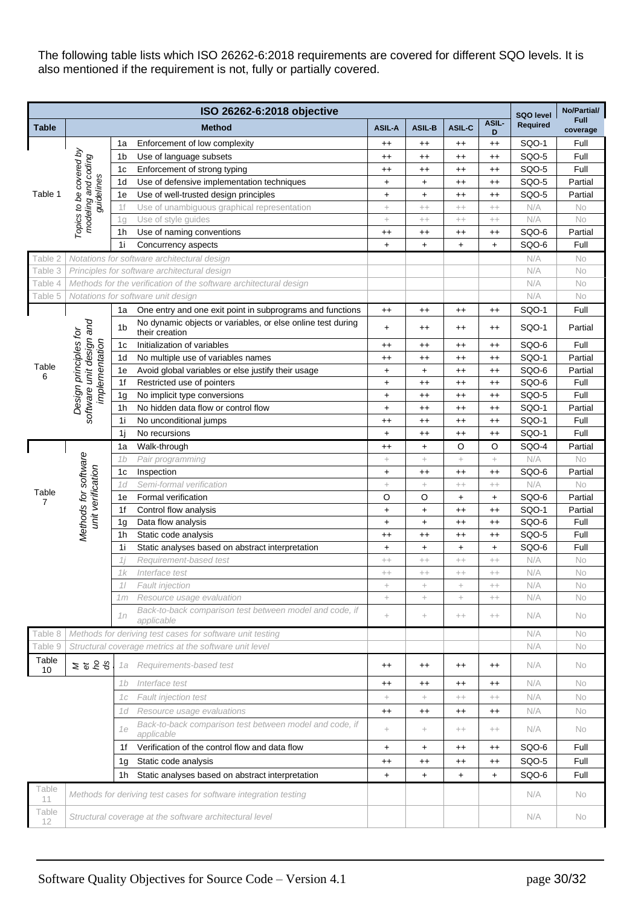The following table lists which ISO 26262-6:2018 requirements are covered for different SQO levels. It is also mentioned if the requirement is not, fully or partially covered.

| ISO 26262-6:2018 objective | | | | | | | | SQO level Required | No/Partial/ Full coverage |
|---|---|---|---|---|---|---|---|---|---|
| **Table** | **Method** | | | **ASIL-A** | **ASIL-B** | **ASIL-C** | **ASIL-D** | | |
| Table 1 | *Topics to be covered by modeling and coding guidelines* | 1a | Enforcement of low complexity | ++ | ++ | ++ | ++ | SQO-1 | Full |
| | | 1b | Use of language subsets | ++ | ++ | ++ | ++ | SQO-5 | Full |
| | | 1c | Enforcement of strong typing | ++ | ++ | ++ | ++ | SQO-5 | Full |
| | | 1d | Use of defensive implementation techniques | + | + | ++ | ++ | SQO-5 | Partial |
| | | 1e | Use of well-trusted design principles | + | + | ++ | ++ | SQO-5 | Partial |
| | | 1f | Use of unambiguous graphical representation | + | ++ | ++ | ++ | N/A | No |
| | | 1g | Use of style guides | + | ++ | ++ | ++ | N/A | No |
| | | 1h | Use of naming conventions | ++ | ++ | ++ | ++ | SQO-6 | Partial |
| | | 1i | Concurrency aspects | + | + | + | + | SQO-6 | Full |
| Table 2 | *Notations for software architectural design* | | | | | | | N/A | No |
| Table 3 | *Principles for software architectural design* | | | | | | | N/A | No |
| Table 4 | *Methods for the verification of the software architectural design* | | | | | | | N/A | No |
| Table 5 | *Notations for software unit design* | | | | | | | N/A | No |
| Table 6 | *Design principles for software unit design and implementation* | 1a | One entry and one exit point in subprograms and functions | ++ | ++ | ++ | ++ | SQO-1 | Full |
| | | 1b | No dynamic objects or variables, or else online test during their creation | + | ++ | ++ | ++ | SQO-1 | Partial |
| | | 1c | Initialization of variables | ++ | ++ | ++ | ++ | SQO-6 | Full |
| | | 1d | No multiple use of variables names | ++ | ++ | ++ | ++ | SQO-1 | Partial |
| | | 1e | Avoid global variables or else justify their usage | + | + | ++ | ++ | SQO-6 | Partial |
| | | 1f | Restricted use of pointers | + | ++ | ++ | ++ | SQO-6 | Full |
| | | 1g | No implicit type conversions | + | ++ | ++ | ++ | SQO-5 | Full |
| | | 1h | No hidden data flow or control flow | + | ++ | ++ | ++ | SQO-1 | Partial |
| | | 1i | No unconditional jumps | ++ | ++ | ++ | ++ | SQO-1 | Full |
| | | 1j | No recursions | + | ++ | ++ | ++ | SQO-1 | Full |
| Table 7 | *Methods for software unit verification* | 1a | Walk-through | ++ | + | O | O | SQO-4 | Partial |
| | | 1b | Pair programming | + | + | + | + | N/A | No |
| | | 1c | Inspection | + | ++ | ++ | ++ | SQO-6 | Partial |
| | | 1d | Semi-formal verification | + | + | ++ | ++ | N/A | No |
| | | 1e | Formal verification | O | O | + | + | SQO-6 | Partial |
| | | 1f | Control flow analysis | + | + | ++ | ++ | SQO-1 | Partial |
| | | 1g | Data flow analysis | + | + | ++ | ++ | SQO-6 | Full |
| | | 1h | Static code analysis | ++ | ++ | ++ | ++ | SQO-5 | Full |
| | | 1i | Static analyses based on abstract interpretation | + | + | + | + | SQO-6 | Full |
| | | 1j | Requirement-based test | ++ | ++ | ++ | ++ | N/A | No |
| | | 1k | Interface test | ++ | ++ | ++ | ++ | N/A | No |
| | | 1l | Fault injection | + | + | + | ++ | N/A | No |
| | | 1m | Resource usage evaluation | + | + | + | ++ | N/A | No |
| | | 1n | Back-to-back comparison test between model and code, if applicable | + | + | ++ | ++ | N/A | No |
| Table 8 | *Methods for deriving test cases for software unit testing* | | | | | | | N/A | No |
| Table 9 | *Structural coverage metrics at the software unit level* | | | | | | | N/A | No |
| Table 10 | *Methods* | 1a | Requirements-based test | ++ | ++ | ++ | ++ | N/A | No |
| | | 1b | Interface test | ++ | ++ | ++ | ++ | N/A | No |
| | | 1c | Fault injection test | + | + | ++ | ++ | N/A | No |
| | | 1d | Resource usage evaluations | ++ | ++ | ++ | ++ | N/A | No |
| | | 1e | Back-to-back comparison test between model and code, if applicable | + | + | ++ | ++ | N/A | No |
| | | 1f | Verification of the control flow and data flow | + | + | ++ | ++ | SQO-6 | Full |
| | | 1g | Static code analysis | ++ | ++ | ++ | ++ | SQO-5 | Full |
| | | 1h | Static analyses based on abstract interpretation | + | + | + | + | SQO-6 | Full |
| Table 11 | *Methods for deriving test cases for software integration testing* | | | | | | | N/A | No |
| Table 12 | *Structural coverage at the software architectural level* | | | | | | | N/A | No |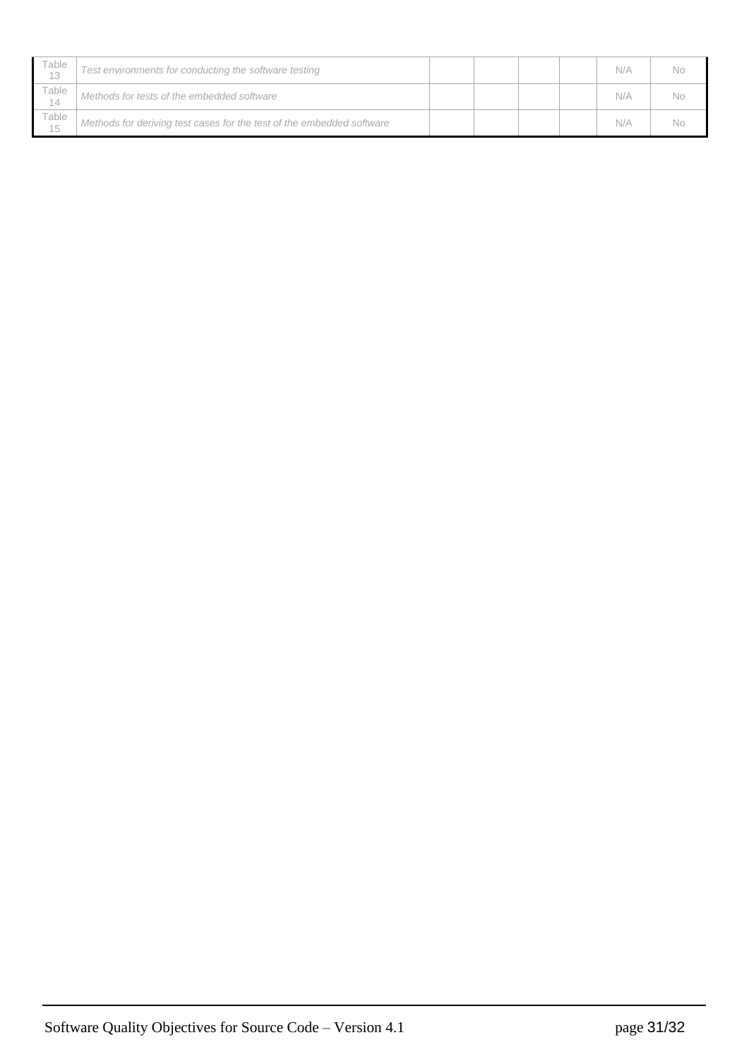| | | | | | | | |
|---|---|---|---|---|---|---|---|
| Table 13 | *Test environments for conducting the software testing* | | | | | N/A | No |
| Table 14 | *Methods for tests of the embedded software* | | | | | N/A | No |
| Table 15 | *Methods for deriving test cases for the test of the embedded software* | | | | | N/A | No |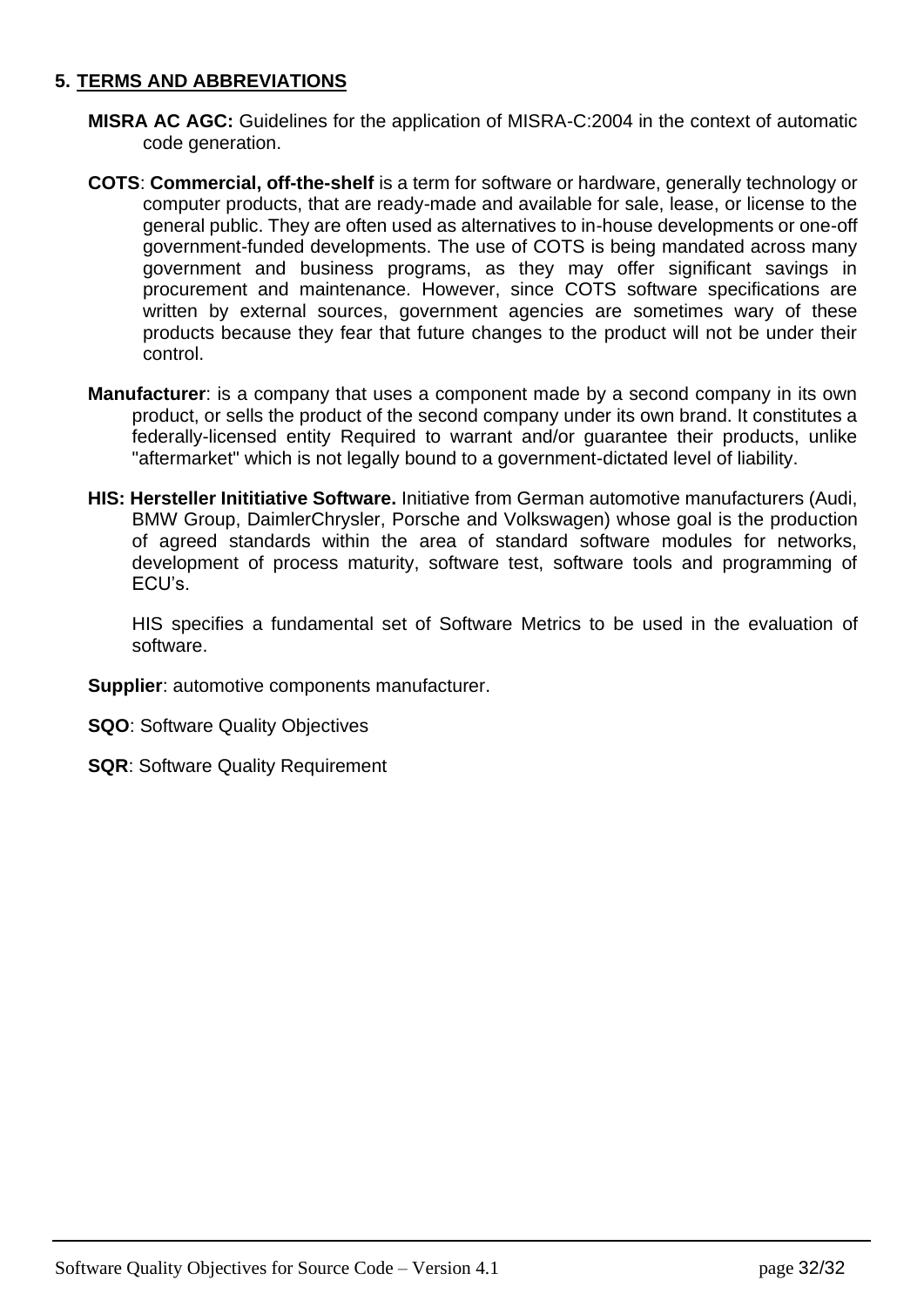## 5. TERMS AND ABBREVIATIONS

**MISRA AC AGC:** Guidelines for the application of MISRA-C:2004 in the context of automatic code generation.

**COTS**: **Commercial, off-the-shelf** is a term for software or hardware, generally technology or computer products, that are ready-made and available for sale, lease, or license to the general public. They are often used as alternatives to in-house developments or one-off government-funded developments. The use of COTS is being mandated across many government and business programs, as they may offer significant savings in procurement and maintenance. However, since COTS software specifications are written by external sources, government agencies are sometimes wary of these products because they fear that future changes to the product will not be under their control.

**Manufacturer**: is a company that uses a component made by a second company in its own product, or sells the product of the second company under its own brand. It constitutes a federally-licensed entity Required to warrant and/or guarantee their products, unlike "aftermarket" which is not legally bound to a government-dictated level of liability.

**HIS: Hersteller Inititiative Software.** Initiative from German automotive manufacturers (Audi, BMW Group, DaimlerChrysler, Porsche and Volkswagen) whose goal is the production of agreed standards within the area of standard software modules for networks, development of process maturity, software test, software tools and programming of ECU's.

HIS specifies a fundamental set of Software Metrics to be used in the evaluation of software.

**Supplier**: automotive components manufacturer.

**SQO**: Software Quality Objectives

**SQR**: Software Quality Requirement